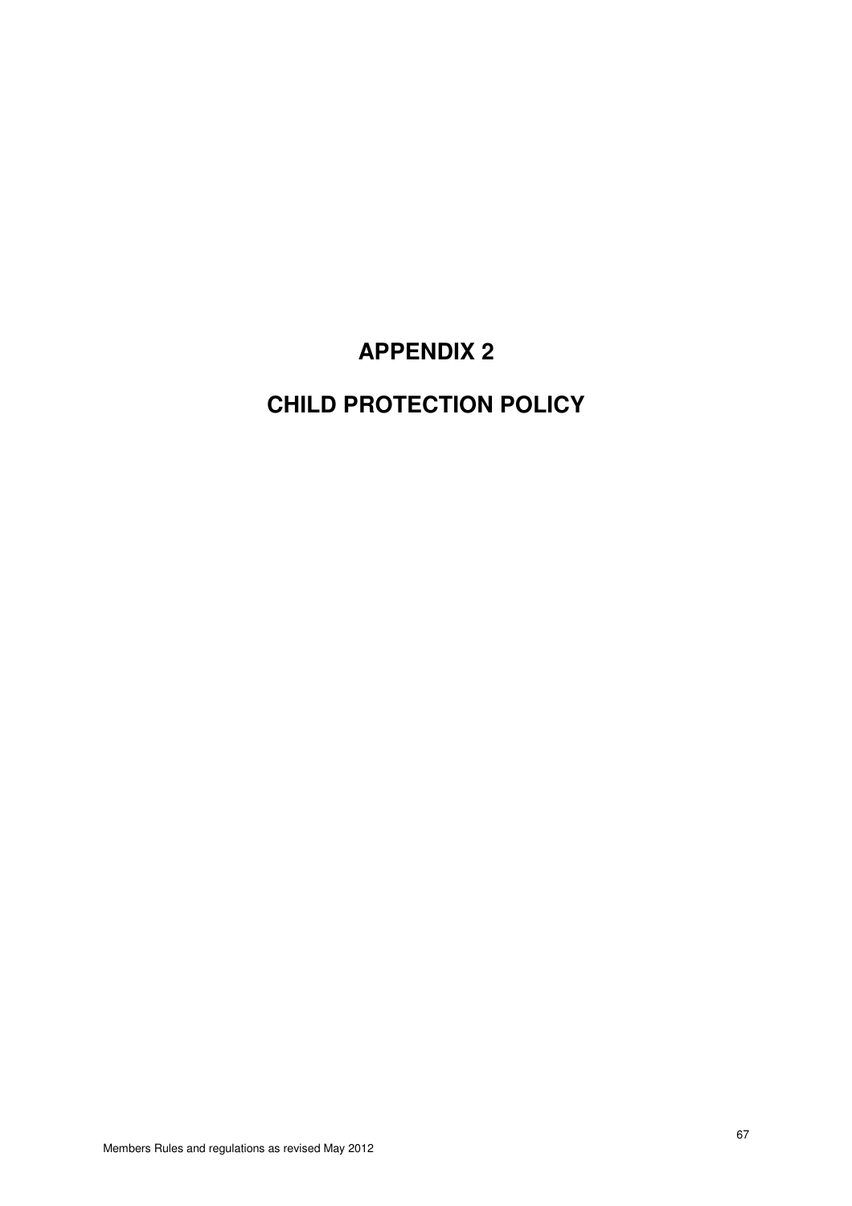# APPENDIX 2

# CHILD PROTECTION POLICY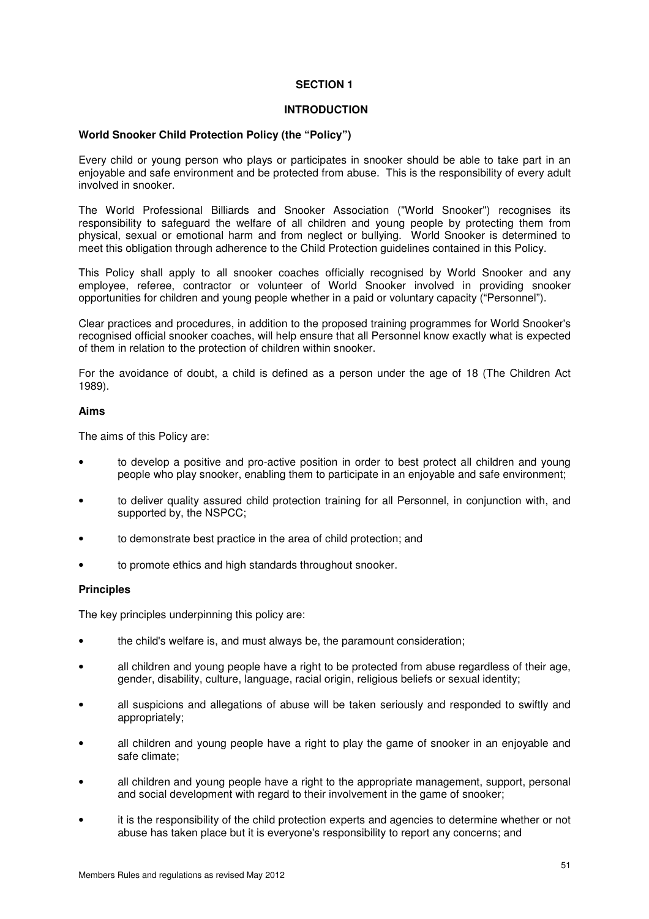# SECTION 1

# INTRODUCTION

## World Snooker Child Protection Policy (the "Policy")

Every child or young person who plays or participates in snooker should be able to take part in an enjoyable and safe environment and be protected from abuse. This is the responsibility of every adult involved in snooker.

The World Professional Billiards and Snooker Association ("World Snooker") recognises its responsibility to safeguard the welfare of all children and young people by protecting them from physical, sexual or emotional harm and from neglect or bullying. World Snooker is determined to meet this obligation through adherence to the Child Protection guidelines contained in this Policy.

This Policy shall apply to all snooker coaches officially recognised by World Snooker and any employee, referee, contractor or volunteer of World Snooker involved in providing snooker opportunities for children and young people whether in a paid or voluntary capacity ("Personnel").

Clear practices and procedures, in addition to the proposed training programmes for World Snooker's recognised official snooker coaches, will help ensure that all Personnel know exactly what is expected of them in relation to the protection of children within snooker.

For the avoidance of doubt, a child is defined as a person under the age of 18 (The Children Act 1989).

### Aims

The aims of this Policy are:

- to develop a positive and pro-active position in order to best protect all children and young people who play snooker, enabling them to participate in an enjoyable and safe environment;
- to deliver quality assured child protection training for all Personnel, in conjunction with, and supported by, the NSPCC;
- to demonstrate best practice in the area of child protection; and
- to promote ethics and high standards throughout snooker.

### Principles

The key principles underpinning this policy are:

- the child's welfare is, and must always be, the paramount consideration;
- all children and young people have a right to be protected from abuse regardless of their age, gender, disability, culture, language, racial origin, religious beliefs or sexual identity;
- all suspicions and allegations of abuse will be taken seriously and responded to swiftly and appropriately;
- all children and young people have a right to play the game of snooker in an enjoyable and safe climate;
- all children and young people have a right to the appropriate management, support, personal and social development with regard to their involvement in the game of snooker;
- it is the responsibility of the child protection experts and agencies to determine whether or not abuse has taken place but it is everyone's responsibility to report any concerns; and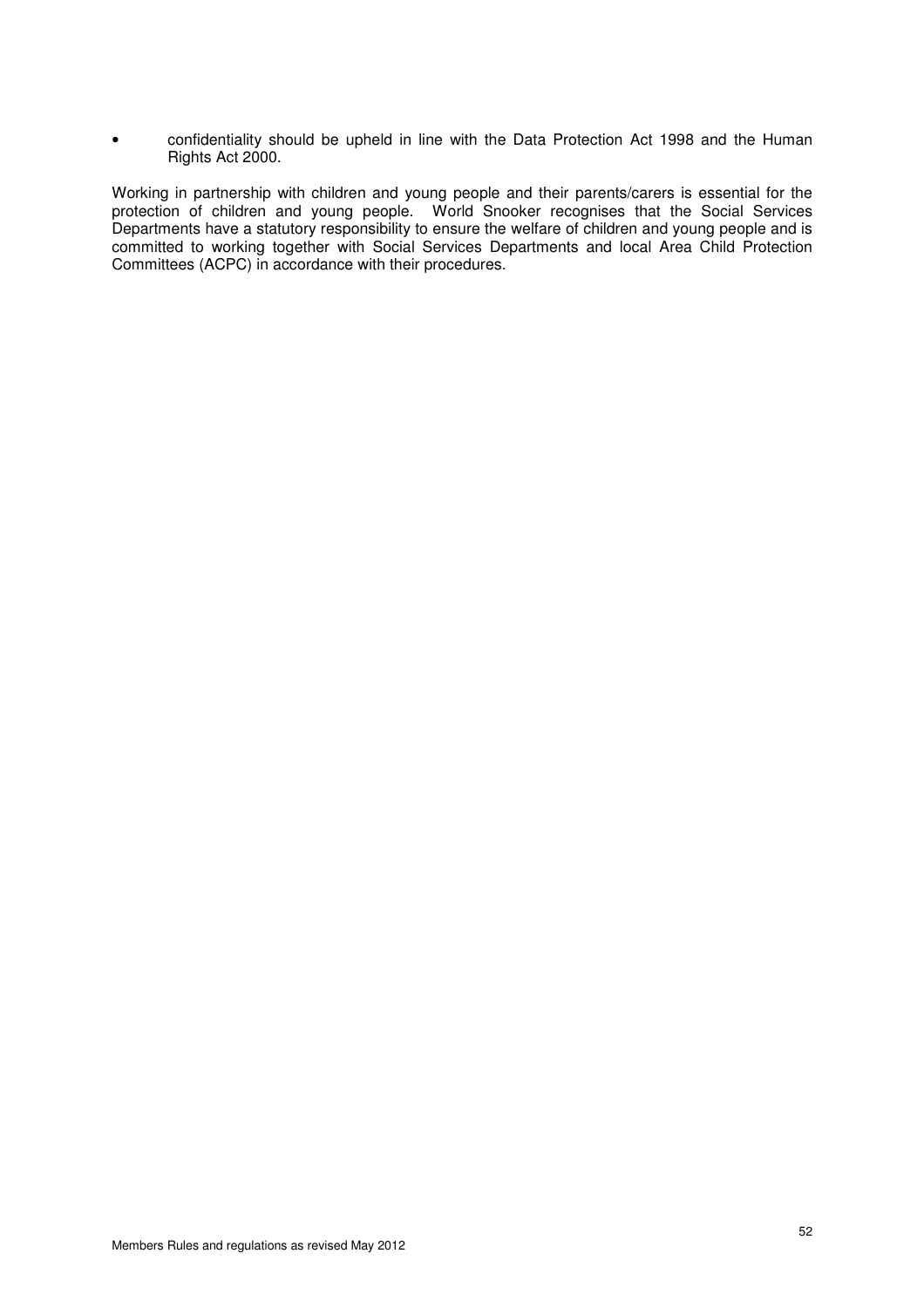- confidentiality should be upheld in line with the Data Protection Act 1998 and the Human Rights Act 2000.

Working in partnership with children and young people and their parents/carers is essential for the protection of children and young people. World Snooker recognises that the Social Services Departments have a statutory responsibility to ensure the welfare of children and young people and is committed to working together with Social Services Departments and local Area Child Protection Committees (ACPC) in accordance with their procedures.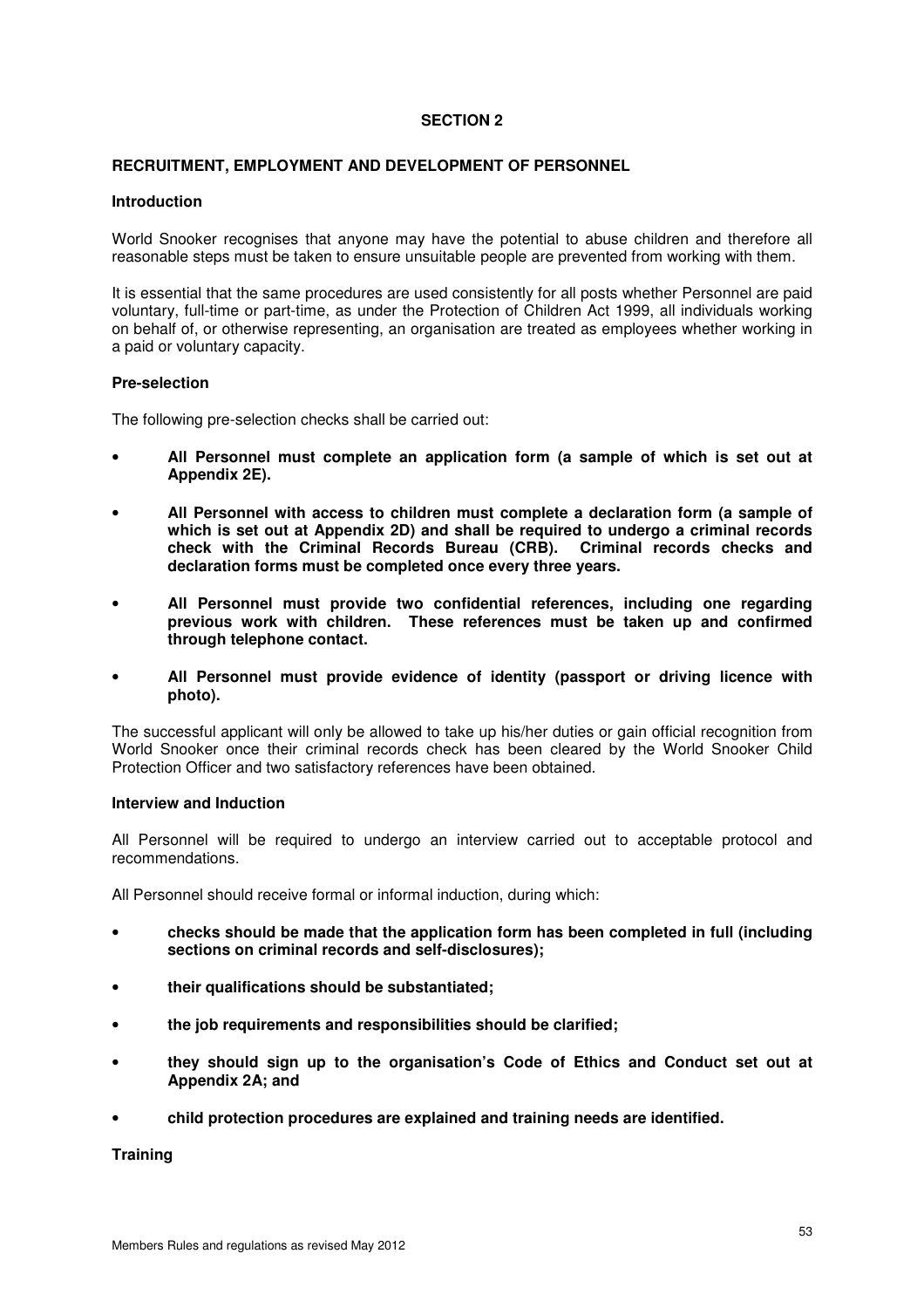## SECTION 2

### RECRUITMENT, EMPLOYMENT AND DEVELOPMENT OF PERSONNEL

#### Introduction

World Snooker recognises that anyone may have the potential to abuse children and therefore all reasonable steps must be taken to ensure unsuitable people are prevented from working with them.

It is essential that the same procedures are used consistently for all posts whether Personnel are paid voluntary, full-time or part-time, as under the Protection of Children Act 1999, all individuals working on behalf of, or otherwise representing, an organisation are treated as employees whether working in a paid or voluntary capacity.

#### Pre-selection

The following pre-selection checks shall be carried out:

- **All Personnel must complete an application form (a sample of which is set out at Appendix 2E).**
- **All Personnel with access to children must complete a declaration form (a sample of which is set out at Appendix 2D) and shall be required to undergo a criminal records check with the Criminal Records Bureau (CRB). Criminal records checks and declaration forms must be completed once every three years.**
- **All Personnel must provide two confidential references, including one regarding previous work with children. These references must be taken up and confirmed through telephone contact.**
- **All Personnel must provide evidence of identity (passport or driving licence with photo).**

The successful applicant will only be allowed to take up his/her duties or gain official recognition from World Snooker once their criminal records check has been cleared by the World Snooker Child Protection Officer and two satisfactory references have been obtained.

#### Interview and Induction

All Personnel will be required to undergo an interview carried out to acceptable protocol and recommendations.

All Personnel should receive formal or informal induction, during which:

- **checks should be made that the application form has been completed in full (including sections on criminal records and self-disclosures);**
- **their qualifications should be substantiated;**
- **the job requirements and responsibilities should be clarified;**
- **they should sign up to the organisation's Code of Ethics and Conduct set out at Appendix 2A; and**
- **child protection procedures are explained and training needs are identified.**

#### Training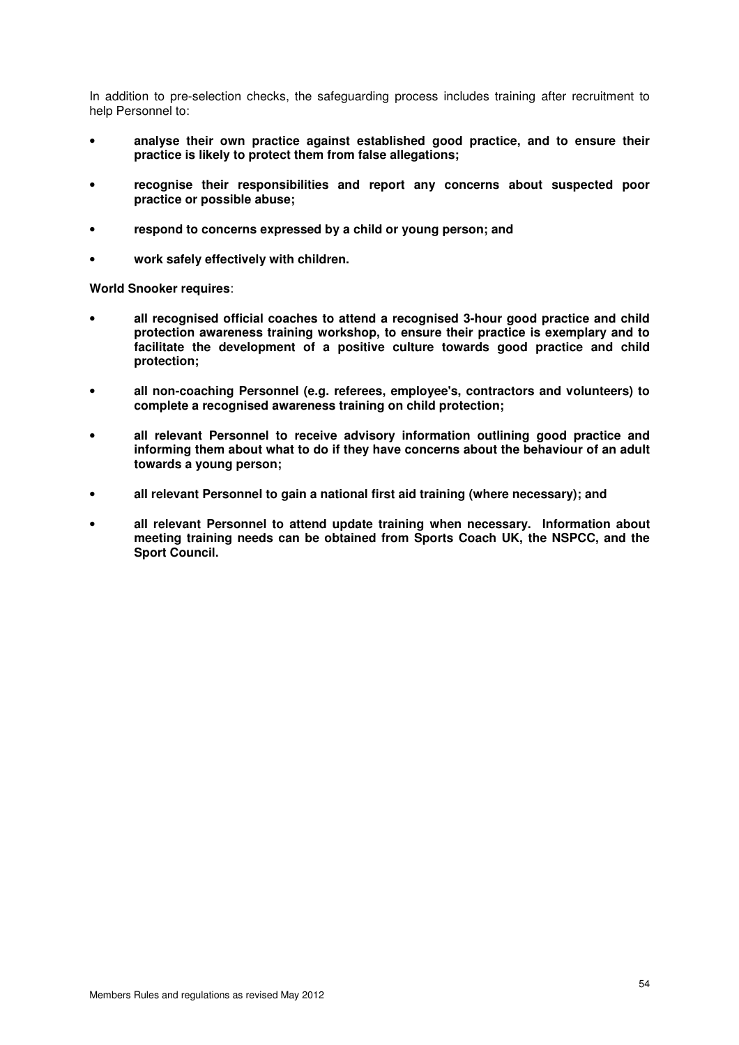In addition to pre-selection checks, the safeguarding process includes training after recruitment to help Personnel to:

- **analyse their own practice against established good practice, and to ensure their practice is likely to protect them from false allegations;**
- **recognise their responsibilities and report any concerns about suspected poor practice or possible abuse;**
- **respond to concerns expressed by a child or young person; and**
- **work safely effectively with children.**

**World Snooker requires**:

- **all recognised official coaches to attend a recognised 3-hour good practice and child protection awareness training workshop, to ensure their practice is exemplary and to facilitate the development of a positive culture towards good practice and child protection;**
- **all non-coaching Personnel (e.g. referees, employee's, contractors and volunteers) to complete a recognised awareness training on child protection;**
- **all relevant Personnel to receive advisory information outlining good practice and informing them about what to do if they have concerns about the behaviour of an adult towards a young person;**
- **all relevant Personnel to gain a national first aid training (where necessary); and**
- **all relevant Personnel to attend update training when necessary. Information about meeting training needs can be obtained from Sports Coach UK, the NSPCC, and the Sport Council.**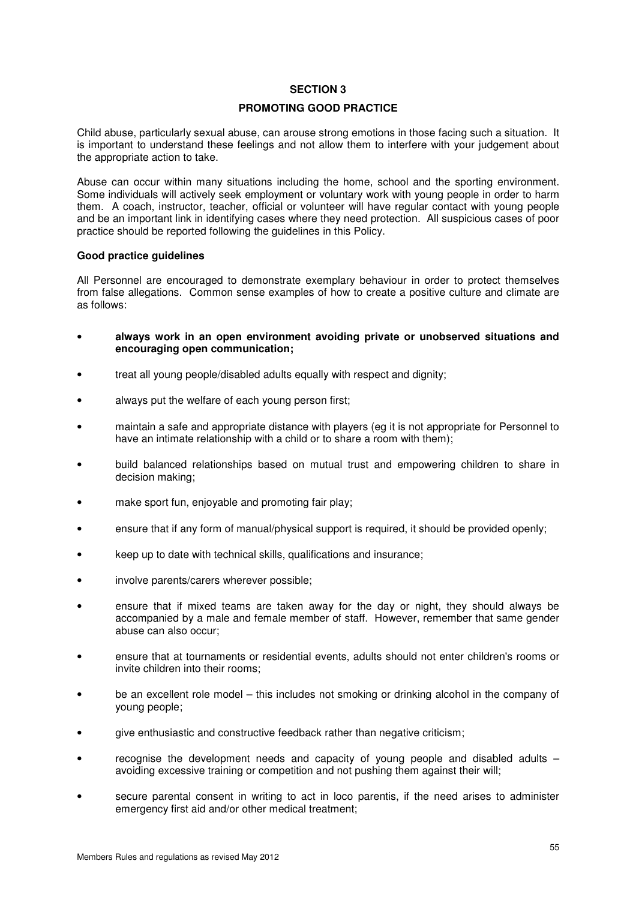## SECTION 3

## PROMOTING GOOD PRACTICE

Child abuse, particularly sexual abuse, can arouse strong emotions in those facing such a situation. It is important to understand these feelings and not allow them to interfere with your judgement about the appropriate action to take.

Abuse can occur within many situations including the home, school and the sporting environment. Some individuals will actively seek employment or voluntary work with young people in order to harm them. A coach, instructor, teacher, official or volunteer will have regular contact with young people and be an important link in identifying cases where they need protection. All suspicious cases of poor practice should be reported following the guidelines in this Policy.

**Good practice guidelines**

All Personnel are encouraged to demonstrate exemplary behaviour in order to protect themselves from false allegations. Common sense examples of how to create a positive culture and climate are as follows:

- **always work in an open environment avoiding private or unobserved situations and encouraging open communication;**
- treat all young people/disabled adults equally with respect and dignity;
- always put the welfare of each young person first;
- maintain a safe and appropriate distance with players (eg it is not appropriate for Personnel to have an intimate relationship with a child or to share a room with them);
- build balanced relationships based on mutual trust and empowering children to share in decision making;
- make sport fun, enjoyable and promoting fair play;
- ensure that if any form of manual/physical support is required, it should be provided openly;
- keep up to date with technical skills, qualifications and insurance;
- involve parents/carers wherever possible;
- ensure that if mixed teams are taken away for the day or night, they should always be accompanied by a male and female member of staff. However, remember that same gender abuse can also occur;
- ensure that at tournaments or residential events, adults should not enter children's rooms or invite children into their rooms;
- be an excellent role model – this includes not smoking or drinking alcohol in the company of young people;
- give enthusiastic and constructive feedback rather than negative criticism;
- recognise the development needs and capacity of young people and disabled adults – avoiding excessive training or competition and not pushing them against their will;
- secure parental consent in writing to act in loco parentis, if the need arises to administer emergency first aid and/or other medical treatment;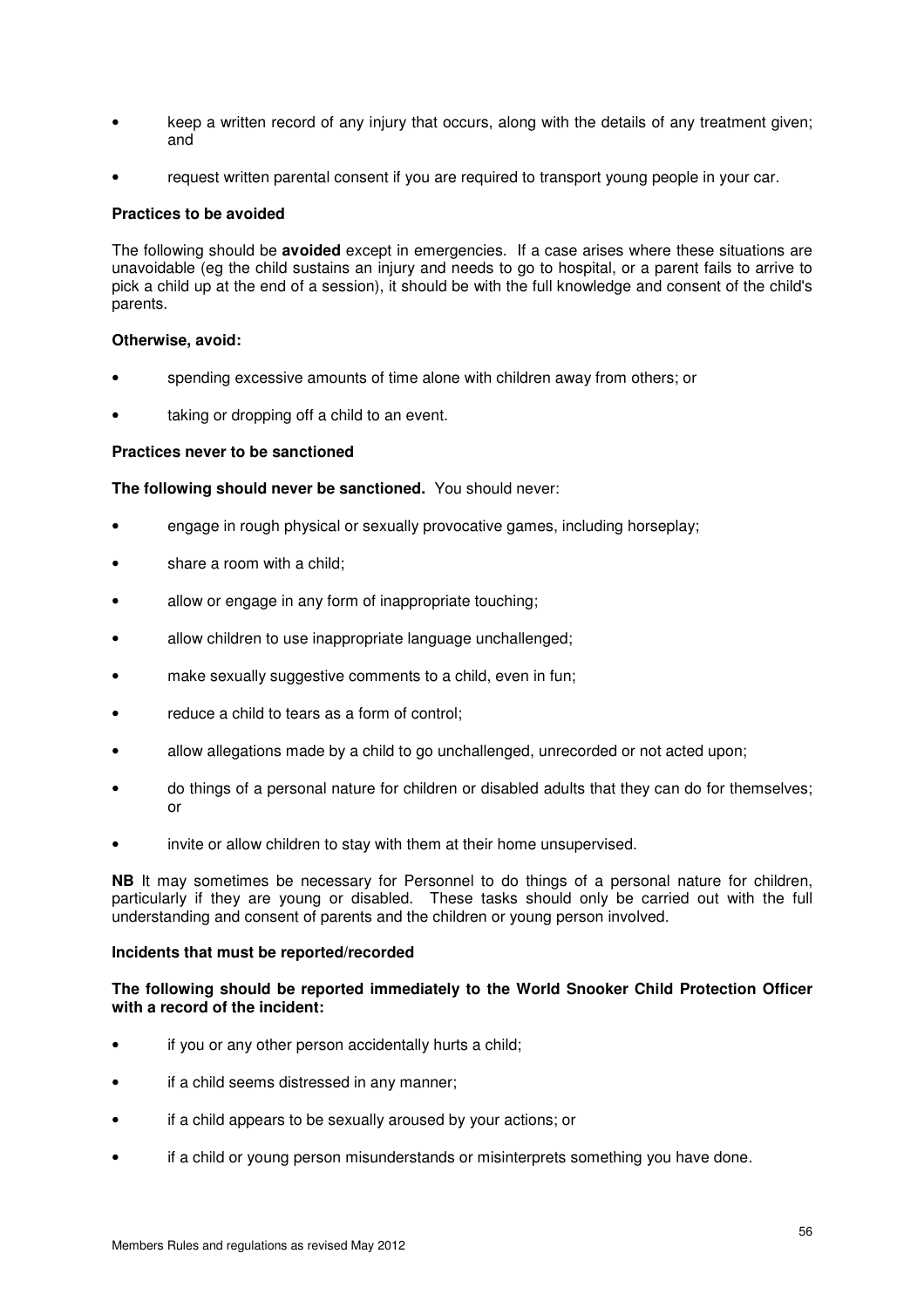- keep a written record of any injury that occurs, along with the details of any treatment given; and
- request written parental consent if you are required to transport young people in your car.

**Practices to be avoided**

The following should be **avoided** except in emergencies. If a case arises where these situations are unavoidable (eg the child sustains an injury and needs to go to hospital, or a parent fails to arrive to pick a child up at the end of a session), it should be with the full knowledge and consent of the child's parents.

**Otherwise, avoid:**

- spending excessive amounts of time alone with children away from others; or
- taking or dropping off a child to an event.

**Practices never to be sanctioned**

**The following should never be sanctioned.** You should never:

- engage in rough physical or sexually provocative games, including horseplay;
- share a room with a child;
- allow or engage in any form of inappropriate touching;
- allow children to use inappropriate language unchallenged;
- make sexually suggestive comments to a child, even in fun;
- reduce a child to tears as a form of control;
- allow allegations made by a child to go unchallenged, unrecorded or not acted upon;
- do things of a personal nature for children or disabled adults that they can do for themselves; or
- invite or allow children to stay with them at their home unsupervised.

**NB** It may sometimes be necessary for Personnel to do things of a personal nature for children, particularly if they are young or disabled. These tasks should only be carried out with the full understanding and consent of parents and the children or young person involved.

**Incidents that must be reported/recorded**

**The following should be reported immediately to the World Snooker Child Protection Officer with a record of the incident:**

- if you or any other person accidentally hurts a child;
- if a child seems distressed in any manner;
- if a child appears to be sexually aroused by your actions; or
- if a child or young person misunderstands or misinterprets something you have done.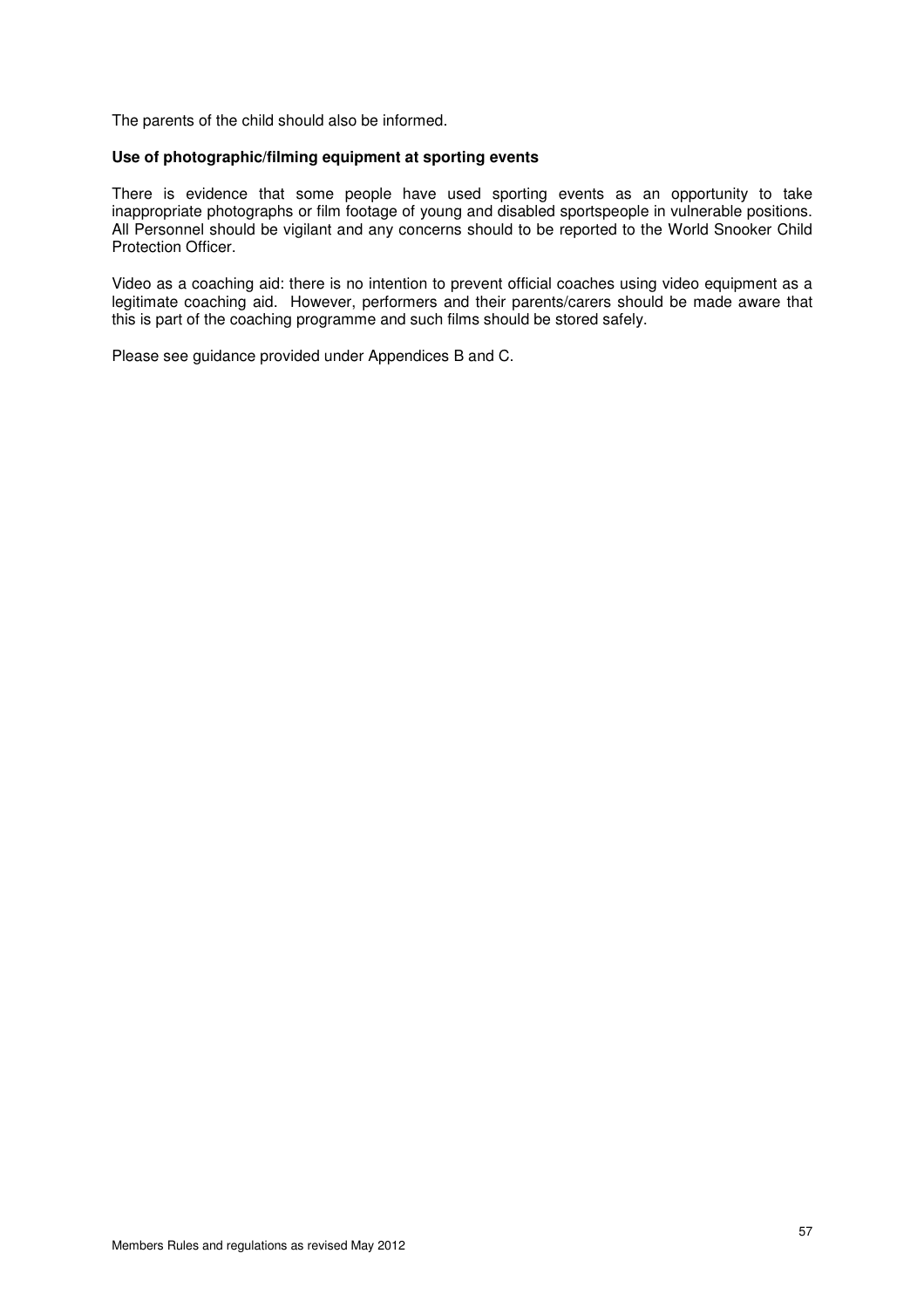The parents of the child should also be informed.

**Use of photographic/filming equipment at sporting events**

There is evidence that some people have used sporting events as an opportunity to take inappropriate photographs or film footage of young and disabled sportspeople in vulnerable positions. All Personnel should be vigilant and any concerns should to be reported to the World Snooker Child Protection Officer.

Video as a coaching aid: there is no intention to prevent official coaches using video equipment as a legitimate coaching aid. However, performers and their parents/carers should be made aware that this is part of the coaching programme and such films should be stored safely.

Please see guidance provided under Appendices B and C.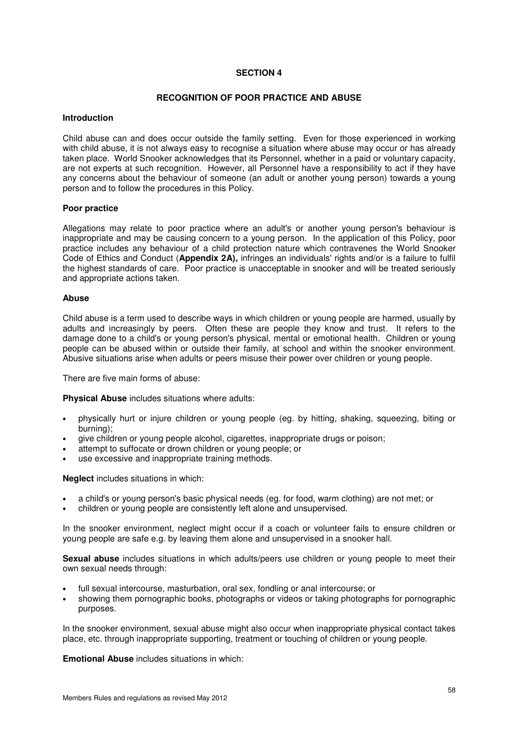## SECTION 4

## RECOGNITION OF POOR PRACTICE AND ABUSE

### Introduction

Child abuse can and does occur outside the family setting. Even for those experienced in working with child abuse, it is not always easy to recognise a situation where abuse may occur or has already taken place. World Snooker acknowledges that its Personnel, whether in a paid or voluntary capacity, are not experts at such recognition. However, all Personnel have a responsibility to act if they have any concerns about the behaviour of someone (an adult or another young person) towards a young person and to follow the procedures in this Policy.

### Poor practice

Allegations may relate to poor practice where an adult's or another young person's behaviour is inappropriate and may be causing concern to a young person. In the application of this Policy, poor practice includes any behaviour of a child protection nature which contravenes the World Snooker Code of Ethics and Conduct (**Appendix 2A),** infringes an individuals' rights and/or is a failure to fulfil the highest standards of care. Poor practice is unacceptable in snooker and will be treated seriously and appropriate actions taken.

### Abuse

Child abuse is a term used to describe ways in which children or young people are harmed, usually by adults and increasingly by peers. Often these are people they know and trust. It refers to the damage done to a child's or young person's physical, mental or emotional health. Children or young people can be abused within or outside their family, at school and within the snooker environment. Abusive situations arise when adults or peers misuse their power over children or young people.

There are five main forms of abuse:

**Physical Abuse** includes situations where adults:

- physically hurt or injure children or young people (eg. by hitting, shaking, squeezing, biting or burning);
- give children or young people alcohol, cigarettes, inappropriate drugs or poison;
- attempt to suffocate or drown children or young people; or
- use excessive and inappropriate training methods.

**Neglect** includes situations in which:

- a child's or young person's basic physical needs (eg. for food, warm clothing) are not met; or
- children or young people are consistently left alone and unsupervised.

In the snooker environment, neglect might occur if a coach or volunteer fails to ensure children or young people are safe e.g. by leaving them alone and unsupervised in a snooker hall.

**Sexual abuse** includes situations in which adults/peers use children or young people to meet their own sexual needs through:

- full sexual intercourse, masturbation, oral sex, fondling or anal intercourse; or
- showing them pornographic books, photographs or videos or taking photographs for pornographic purposes.

In the snooker environment, sexual abuse might also occur when inappropriate physical contact takes place, etc. through inappropriate supporting, treatment or touching of children or young people.

**Emotional Abuse** includes situations in which: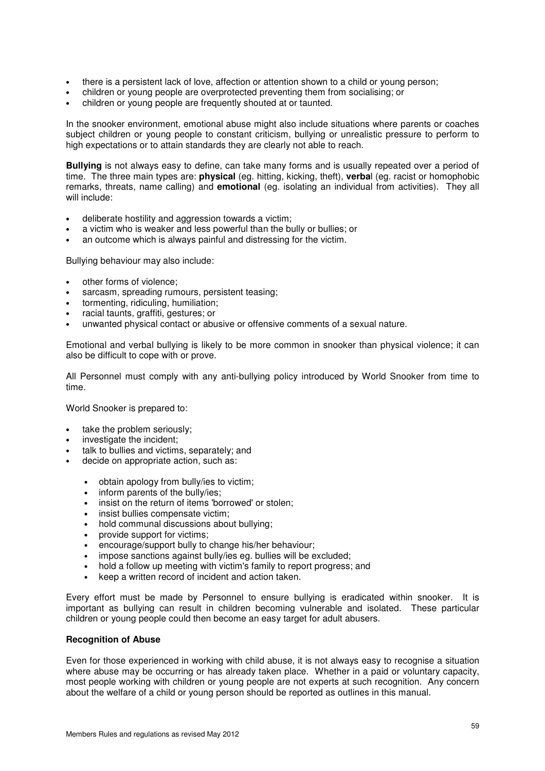- there is a persistent lack of love, affection or attention shown to a child or young person;
- children or young people are overprotected preventing them from socialising; or
- children or young people are frequently shouted at or taunted.

In the snooker environment, emotional abuse might also include situations where parents or coaches subject children or young people to constant criticism, bullying or unrealistic pressure to perform to high expectations or to attain standards they are clearly not able to reach.

**Bullying** is not always easy to define, can take many forms and is usually repeated over a period of time. The three main types are: **physical** (eg. hitting, kicking, theft), **verba**l (eg. racist or homophobic remarks, threats, name calling) and **emotional** (eg. isolating an individual from activities). They all will include:

- deliberate hostility and aggression towards a victim;
- a victim who is weaker and less powerful than the bully or bullies; or
- an outcome which is always painful and distressing for the victim.

Bullying behaviour may also include:

- other forms of violence;
- sarcasm, spreading rumours, persistent teasing;
- tormenting, ridiculing, humiliation;
- racial taunts, graffiti, gestures; or
- unwanted physical contact or abusive or offensive comments of a sexual nature.

Emotional and verbal bullying is likely to be more common in snooker than physical violence; it can also be difficult to cope with or prove.

All Personnel must comply with any anti-bullying policy introduced by World Snooker from time to time.

World Snooker is prepared to:

- take the problem seriously;
- investigate the incident;
- talk to bullies and victims, separately; and
- decide on appropriate action, such as:
    - obtain apology from bully/ies to victim;
    - inform parents of the bully/ies;
    - insist on the return of items 'borrowed' or stolen;
    - insist bullies compensate victim;
    - hold communal discussions about bullying;
    - provide support for victims;
    - encourage/support bully to change his/her behaviour;
    - impose sanctions against bully/ies eg. bullies will be excluded;
    - hold a follow up meeting with victim's family to report progress; and
    - keep a written record of incident and action taken.

Every effort must be made by Personnel to ensure bullying is eradicated within snooker. It is important as bullying can result in children becoming vulnerable and isolated. These particular children or young people could then become an easy target for adult abusers.

**Recognition of Abuse**

Even for those experienced in working with child abuse, it is not always easy to recognise a situation where abuse may be occurring or has already taken place. Whether in a paid or voluntary capacity, most people working with children or young people are not experts at such recognition. Any concern about the welfare of a child or young person should be reported as outlines in this manual.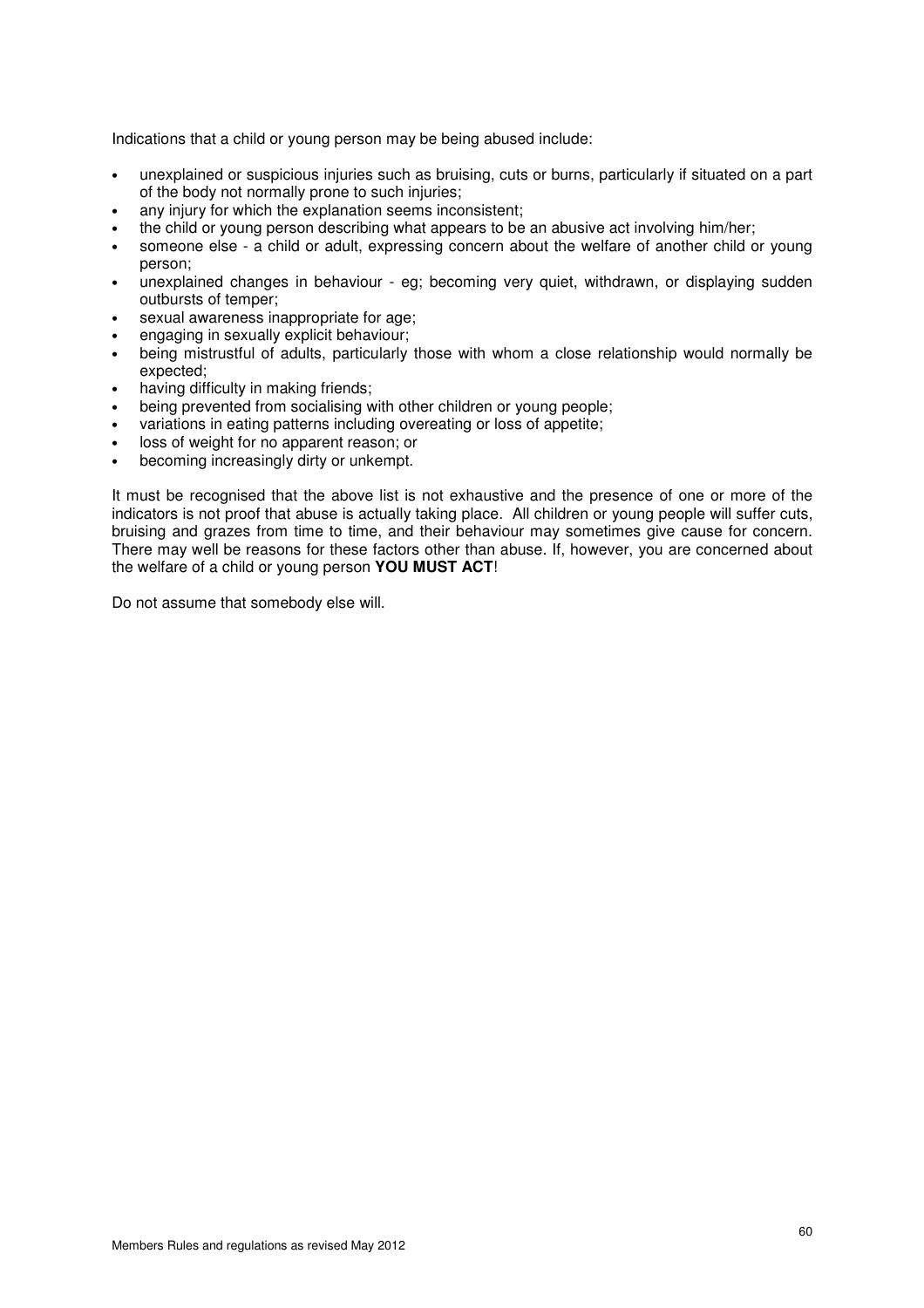Indications that a child or young person may be being abused include:

- unexplained or suspicious injuries such as bruising, cuts or burns, particularly if situated on a part of the body not normally prone to such injuries;
- any injury for which the explanation seems inconsistent;
- the child or young person describing what appears to be an abusive act involving him/her;
- someone else - a child or adult, expressing concern about the welfare of another child or young person;
- unexplained changes in behaviour - eg; becoming very quiet, withdrawn, or displaying sudden outbursts of temper;
- sexual awareness inappropriate for age;
- engaging in sexually explicit behaviour;
- being mistrustful of adults, particularly those with whom a close relationship would normally be expected;
- having difficulty in making friends;
- being prevented from socialising with other children or young people;
- variations in eating patterns including overeating or loss of appetite;
- loss of weight for no apparent reason; or
- becoming increasingly dirty or unkempt.

It must be recognised that the above list is not exhaustive and the presence of one or more of the indicators is not proof that abuse is actually taking place. All children or young people will suffer cuts, bruising and grazes from time to time, and their behaviour may sometimes give cause for concern. There may well be reasons for these factors other than abuse. If, however, you are concerned about the welfare of a child or young person **YOU MUST ACT**!

Do not assume that somebody else will.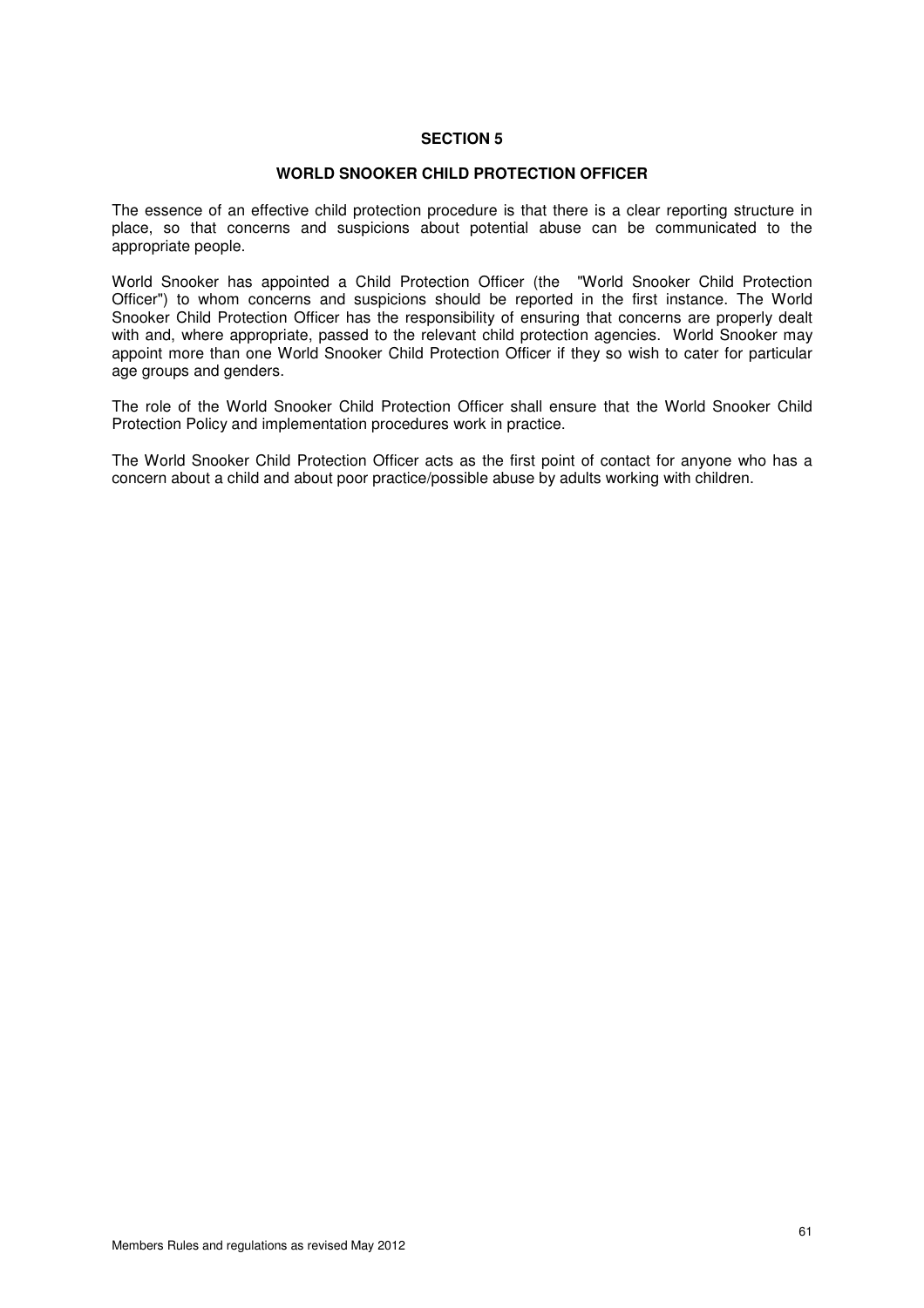## SECTION 5

### WORLD SNOOKER CHILD PROTECTION OFFICER

The essence of an effective child protection procedure is that there is a clear reporting structure in place, so that concerns and suspicions about potential abuse can be communicated to the appropriate people.

World Snooker has appointed a Child Protection Officer (the "World Snooker Child Protection Officer") to whom concerns and suspicions should be reported in the first instance. The World Snooker Child Protection Officer has the responsibility of ensuring that concerns are properly dealt with and, where appropriate, passed to the relevant child protection agencies. World Snooker may appoint more than one World Snooker Child Protection Officer if they so wish to cater for particular age groups and genders.

The role of the World Snooker Child Protection Officer shall ensure that the World Snooker Child Protection Policy and implementation procedures work in practice.

The World Snooker Child Protection Officer acts as the first point of contact for anyone who has a concern about a child and about poor practice/possible abuse by adults working with children.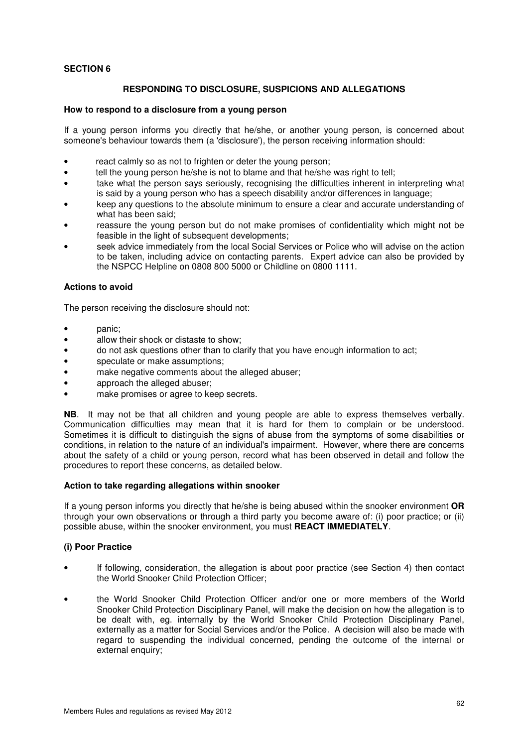**SECTION 6**

**RESPONDING TO DISCLOSURE, SUSPICIONS AND ALLEGATIONS**

**How to respond to a disclosure from a young person**

If a young person informs you directly that he/she, or another young person, is concerned about someone's behaviour towards them (a 'disclosure'), the person receiving information should:

- react calmly so as not to frighten or deter the young person;
- tell the young person he/she is not to blame and that he/she was right to tell;
- take what the person says seriously, recognising the difficulties inherent in interpreting what is said by a young person who has a speech disability and/or differences in language;
- keep any questions to the absolute minimum to ensure a clear and accurate understanding of what has been said;
- reassure the young person but do not make promises of confidentiality which might not be feasible in the light of subsequent developments;
- seek advice immediately from the local Social Services or Police who will advise on the action to be taken, including advice on contacting parents. Expert advice can also be provided by the NSPCC Helpline on 0808 800 5000 or Childline on 0800 1111.

**Actions to avoid**

The person receiving the disclosure should not:

- panic;
- allow their shock or distaste to show;
- do not ask questions other than to clarify that you have enough information to act;
- speculate or make assumptions;
- make negative comments about the alleged abuser;
- approach the alleged abuser;
- make promises or agree to keep secrets.

**NB**. It may not be that all children and young people are able to express themselves verbally. Communication difficulties may mean that it is hard for them to complain or be understood. Sometimes it is difficult to distinguish the signs of abuse from the symptoms of some disabilities or conditions, in relation to the nature of an individual's impairment. However, where there are concerns about the safety of a child or young person, record what has been observed in detail and follow the procedures to report these concerns, as detailed below.

**Action to take regarding allegations within snooker**

If a young person informs you directly that he/she is being abused within the snooker environment **OR** through your own observations or through a third party you become aware of: (i) poor practice; or (ii) possible abuse, within the snooker environment, you must **REACT IMMEDIATELY**.

**(i) Poor Practice**

- If following, consideration, the allegation is about poor practice (see Section 4) then contact the World Snooker Child Protection Officer;
- the World Snooker Child Protection Officer and/or one or more members of the World Snooker Child Protection Disciplinary Panel, will make the decision on how the allegation is to be dealt with, eg. internally by the World Snooker Child Protection Disciplinary Panel, externally as a matter for Social Services and/or the Police. A decision will also be made with regard to suspending the individual concerned, pending the outcome of the internal or external enquiry;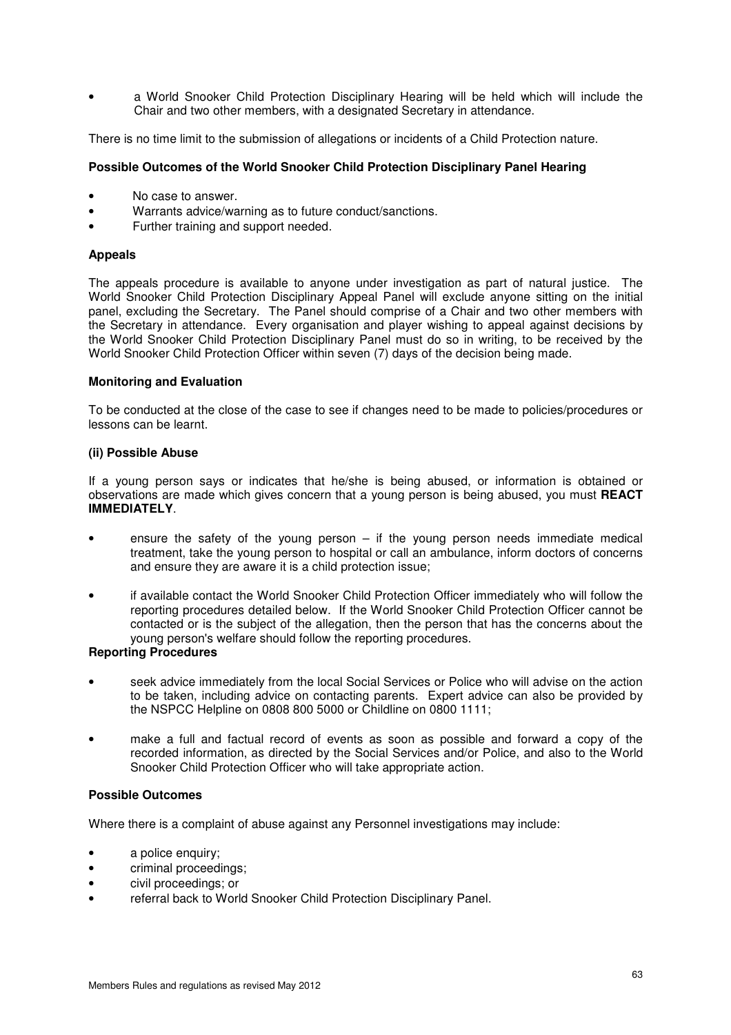- a World Snooker Child Protection Disciplinary Hearing will be held which will include the Chair and two other members, with a designated Secretary in attendance.

There is no time limit to the submission of allegations or incidents of a Child Protection nature.

**Possible Outcomes of the World Snooker Child Protection Disciplinary Panel Hearing**

- No case to answer.
- Warrants advice/warning as to future conduct/sanctions.
- Further training and support needed.

**Appeals**

The appeals procedure is available to anyone under investigation as part of natural justice. The World Snooker Child Protection Disciplinary Appeal Panel will exclude anyone sitting on the initial panel, excluding the Secretary. The Panel should comprise of a Chair and two other members with the Secretary in attendance. Every organisation and player wishing to appeal against decisions by the World Snooker Child Protection Disciplinary Panel must do so in writing, to be received by the World Snooker Child Protection Officer within seven (7) days of the decision being made.

**Monitoring and Evaluation**

To be conducted at the close of the case to see if changes need to be made to policies/procedures or lessons can be learnt.

**(ii) Possible Abuse**

If a young person says or indicates that he/she is being abused, or information is obtained or observations are made which gives concern that a young person is being abused, you must **REACT IMMEDIATELY**.

- ensure the safety of the young person – if the young person needs immediate medical treatment, take the young person to hospital or call an ambulance, inform doctors of concerns and ensure they are aware it is a child protection issue;
- if available contact the World Snooker Child Protection Officer immediately who will follow the reporting procedures detailed below. If the World Snooker Child Protection Officer cannot be contacted or is the subject of the allegation, then the person that has the concerns about the young person's welfare should follow the reporting procedures.

**Reporting Procedures**

- seek advice immediately from the local Social Services or Police who will advise on the action to be taken, including advice on contacting parents. Expert advice can also be provided by the NSPCC Helpline on 0808 800 5000 or Childline on 0800 1111;
- make a full and factual record of events as soon as possible and forward a copy of the recorded information, as directed by the Social Services and/or Police, and also to the World Snooker Child Protection Officer who will take appropriate action.

**Possible Outcomes**

Where there is a complaint of abuse against any Personnel investigations may include:

- a police enquiry;
- criminal proceedings;
- civil proceedings; or
- referral back to World Snooker Child Protection Disciplinary Panel.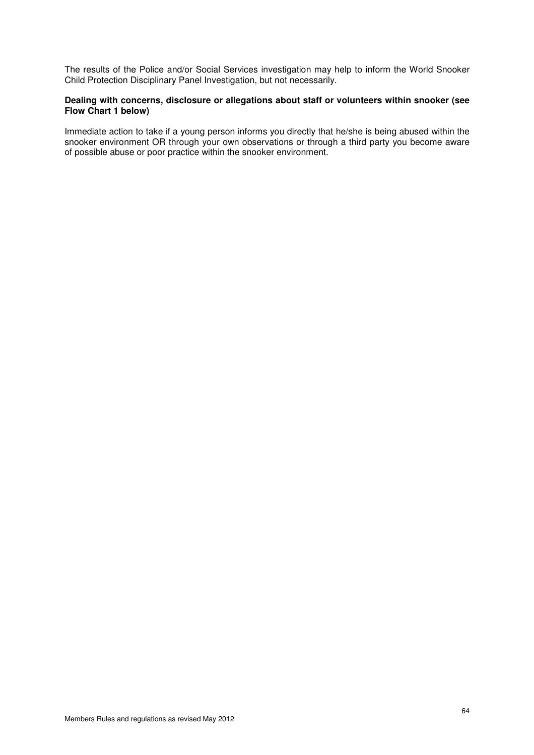The results of the Police and/or Social Services investigation may help to inform the World Snooker Child Protection Disciplinary Panel Investigation, but not necessarily.

**Dealing with concerns, disclosure or allegations about staff or volunteers within snooker (see Flow Chart 1 below)**

Immediate action to take if a young person informs you directly that he/she is being abused within the snooker environment OR through your own observations or through a third party you become aware of possible abuse or poor practice within the snooker environment.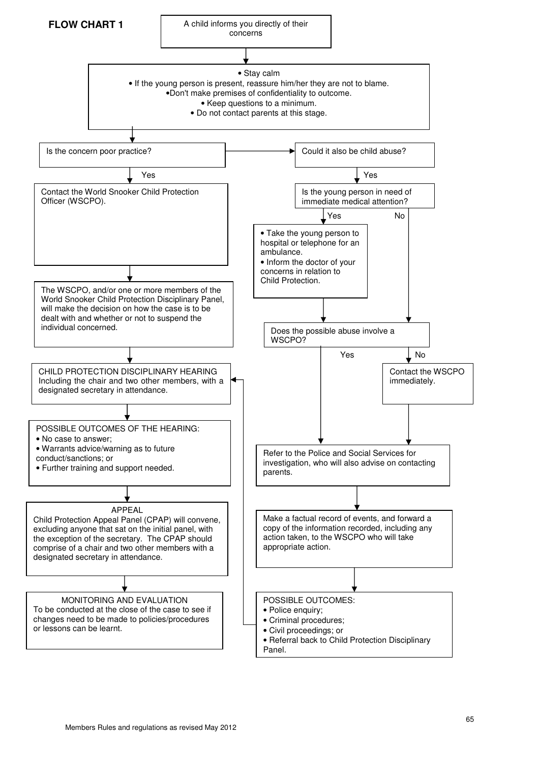**FLOW CHART 1**

A child informs you directly of their concerns

- Stay calm
- If the young person is present, reassure him/her they are not to blame.
- Don't make premises of confidentiality to outcome.
- Keep questions to a minimum.
- Do not contact parents at this stage.

Is the concern poor practice?

Yes

Contact the World Snooker Child Protection Officer (WSCPO).

The WSCPO, and/or one or more members of the World Snooker Child Protection Disciplinary Panel, will make the decision on how the case is to be dealt with and whether or not to suspend the individual concerned.

CHILD PROTECTION DISCIPLINARY HEARING
Including the chair and two other members, with a designated secretary in attendance.

POSSIBLE OUTCOMES OF THE HEARING:
- No case to answer;
- Warrants advice/warning as to future conduct/sanctions; or
- Further training and support needed.

APPEAL
Child Protection Appeal Panel (CPAP) will convene, excluding anyone that sat on the initial panel, with the exception of the secretary. The CPAP should comprise of a chair and two other members with a designated secretary in attendance.

MONITORING AND EVALUATION
To be conducted at the close of the case to see if changes need to be made to policies/procedures or lessons can be learnt.

Could it also be child abuse?

Yes

Is the young person in need of immediate medical attention?

Yes

- Take the young person to hospital or telephone for an ambulance.
- Inform the doctor of your concerns in relation to Child Protection.

No

Does the possible abuse involve a WSCPO?

Yes

No

Contact the WSCPO immediately.

Refer to the Police and Social Services for investigation, who will also advise on contacting parents.

Make a factual record of events, and forward a copy of the information recorded, including any action taken, to the WSCPO who will take appropriate action.

POSSIBLE OUTCOMES:
- Police enquiry;
- Criminal procedures;
- Civil proceedings; or
- Referral back to Child Protection Disciplinary Panel.

Members Rules and regulations as revised May 2012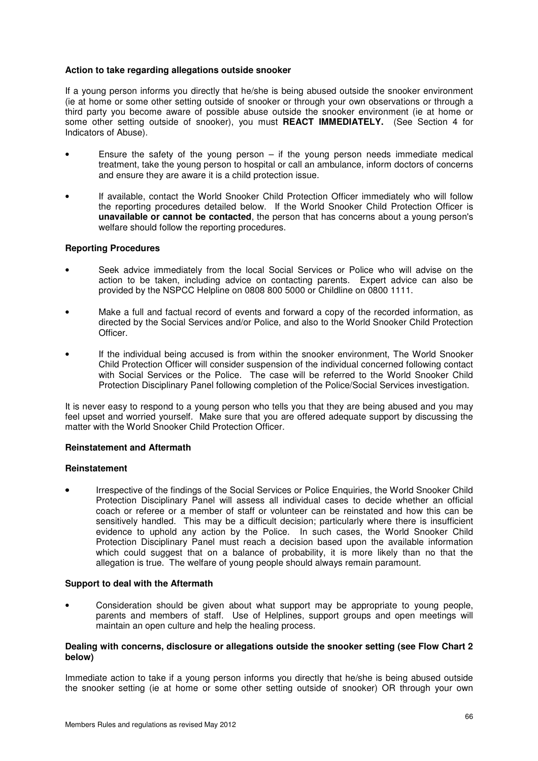**Action to take regarding allegations outside snooker**

If a young person informs you directly that he/she is being abused outside the snooker environment (ie at home or some other setting outside of snooker or through your own observations or through a third party you become aware of possible abuse outside the snooker environment (ie at home or some other setting outside of snooker), you must **REACT IMMEDIATELY.** (See Section 4 for Indicators of Abuse).

- Ensure the safety of the young person – if the young person needs immediate medical treatment, take the young person to hospital or call an ambulance, inform doctors of concerns and ensure they are aware it is a child protection issue.
- If available, contact the World Snooker Child Protection Officer immediately who will follow the reporting procedures detailed below. If the World Snooker Child Protection Officer is **unavailable or cannot be contacted**, the person that has concerns about a young person's welfare should follow the reporting procedures.

**Reporting Procedures**

- Seek advice immediately from the local Social Services or Police who will advise on the action to be taken, including advice on contacting parents. Expert advice can also be provided by the NSPCC Helpline on 0808 800 5000 or Childline on 0800 1111.
- Make a full and factual record of events and forward a copy of the recorded information, as directed by the Social Services and/or Police, and also to the World Snooker Child Protection Officer.
- If the individual being accused is from within the snooker environment, The World Snooker Child Protection Officer will consider suspension of the individual concerned following contact with Social Services or the Police. The case will be referred to the World Snooker Child Protection Disciplinary Panel following completion of the Police/Social Services investigation.

It is never easy to respond to a young person who tells you that they are being abused and you may feel upset and worried yourself. Make sure that you are offered adequate support by discussing the matter with the World Snooker Child Protection Officer.

**Reinstatement and Aftermath**

**Reinstatement**

- Irrespective of the findings of the Social Services or Police Enquiries, the World Snooker Child Protection Disciplinary Panel will assess all individual cases to decide whether an official coach or referee or a member of staff or volunteer can be reinstated and how this can be sensitively handled. This may be a difficult decision; particularly where there is insufficient evidence to uphold any action by the Police. In such cases, the World Snooker Child Protection Disciplinary Panel must reach a decision based upon the available information which could suggest that on a balance of probability, it is more likely than no that the allegation is true. The welfare of young people should always remain paramount.

**Support to deal with the Aftermath**

- Consideration should be given about what support may be appropriate to young people, parents and members of staff. Use of Helplines, support groups and open meetings will maintain an open culture and help the healing process.

**Dealing with concerns, disclosure or allegations outside the snooker setting (see Flow Chart 2 below)**

Immediate action to take if a young person informs you directly that he/she is being abused outside the snooker setting (ie at home or some other setting outside of snooker) OR through your own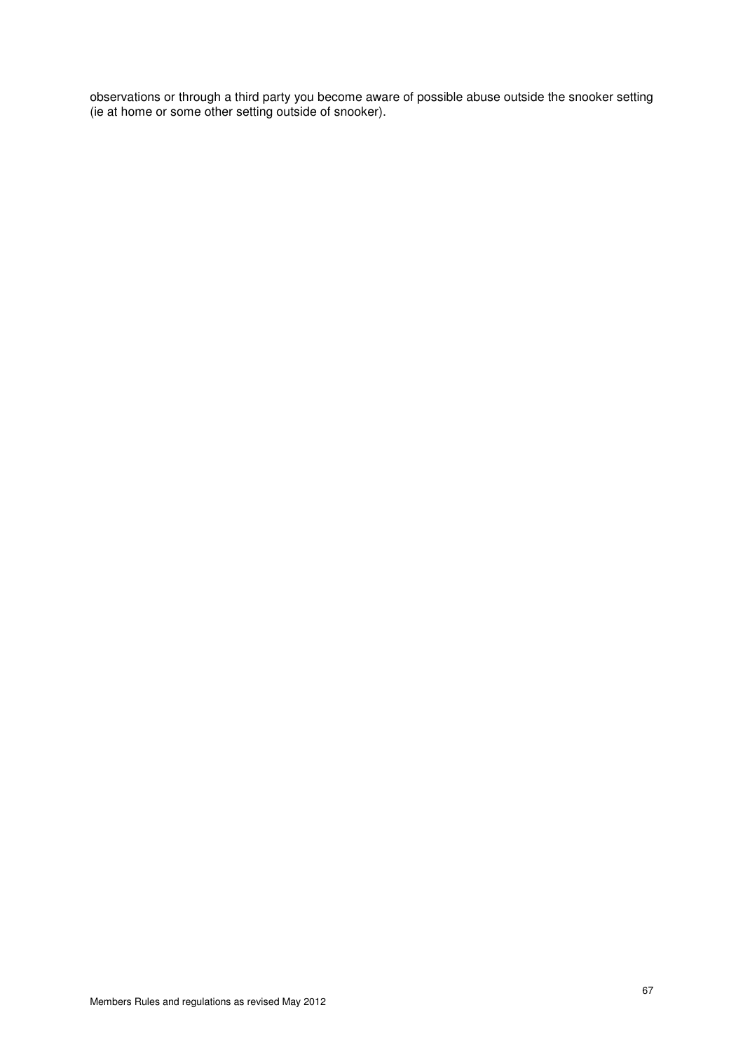observations or through a third party you become aware of possible abuse outside the snooker setting (ie at home or some other setting outside of snooker).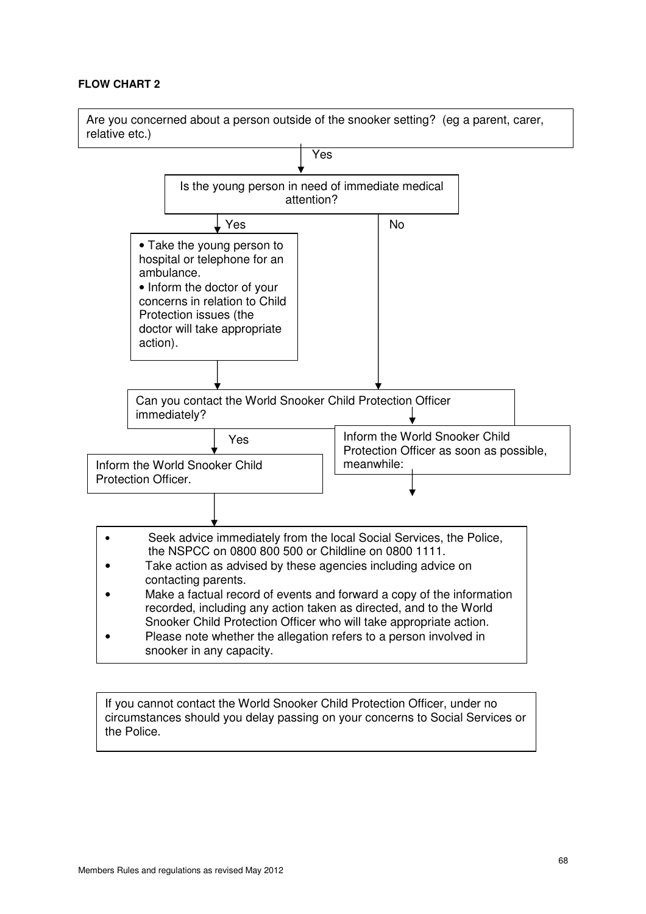**FLOW CHART 2**

Are you concerned about a person outside of the snooker setting? (eg a parent, carer, relative etc.)

↓ Yes

Is the young person in need of immediate medical attention?

↓ Yes

- Take the young person to hospital or telephone for an ambulance.
- Inform the doctor of your concerns in relation to Child Protection issues (the doctor will take appropriate action).

↓ No

Can you contact the World Snooker Child Protection Officer immediately?

↓ Yes

Inform the World Snooker Child Protection Officer.

↓

Inform the World Snooker Child Protection Officer as soon as possible, meanwhile:

↓

- Seek advice immediately from the local Social Services, the Police, the NSPCC on 0800 800 500 or Childline on 0800 1111.
- Take action as advised by these agencies including advice on contacting parents.
- Make a factual record of events and forward a copy of the information recorded, including any action taken as directed, and to the World Snooker Child Protection Officer who will take appropriate action.
- Please note whether the allegation refers to a person involved in snooker in any capacity.

If you cannot contact the World Snooker Child Protection Officer, under no circumstances should you delay passing on your concerns to Social Services or the Police.

Members Rules and regulations as revised May 2012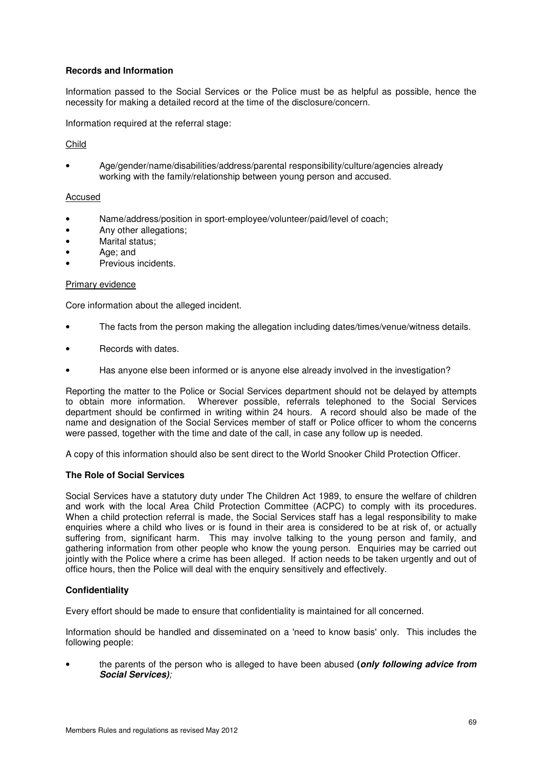**Records and Information**

Information passed to the Social Services or the Police must be as helpful as possible, hence the necessity for making a detailed record at the time of the disclosure/concern.

Information required at the referral stage:

<u>Child</u>

- Age/gender/name/disabilities/address/parental responsibility/culture/agencies already working with the family/relationship between young person and accused.

<u>Accused</u>

- Name/address/position in sport-employee/volunteer/paid/level of coach;
- Any other allegations;
- Marital status;
- Age; and
- Previous incidents.

<u>Primary evidence</u>

Core information about the alleged incident.

- The facts from the person making the allegation including dates/times/venue/witness details.
- Records with dates.
- Has anyone else been informed or is anyone else already involved in the investigation?

Reporting the matter to the Police or Social Services department should not be delayed by attempts to obtain more information. Wherever possible, referrals telephoned to the Social Services department should be confirmed in writing within 24 hours. A record should also be made of the name and designation of the Social Services member of staff or Police officer to whom the concerns were passed, together with the time and date of the call, in case any follow up is needed.

A copy of this information should also be sent direct to the World Snooker Child Protection Officer.

**The Role of Social Services**

Social Services have a statutory duty under The Children Act 1989, to ensure the welfare of children and work with the local Area Child Protection Committee (ACPC) to comply with its procedures. When a child protection referral is made, the Social Services staff has a legal responsibility to make enquiries where a child who lives or is found in their area is considered to be at risk of, or actually suffering from, significant harm. This may involve talking to the young person and family, and gathering information from other people who know the young person. Enquiries may be carried out jointly with the Police where a crime has been alleged. If action needs to be taken urgently and out of office hours, then the Police will deal with the enquiry sensitively and effectively.

**Confidentiality**

Every effort should be made to ensure that confidentiality is maintained for all concerned.

Information should be handled and disseminated on a 'need to know basis' only. This includes the following people:

- the parents of the person who is alleged to have been abused **(*only following advice from Social Services);***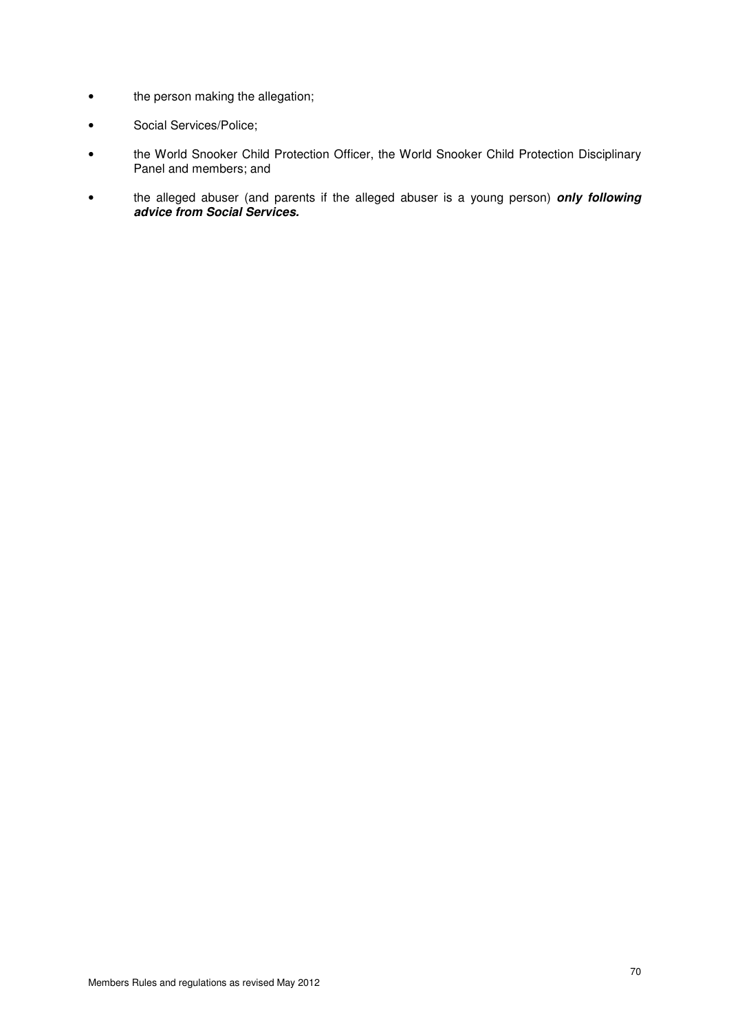- the person making the allegation;
- Social Services/Police;
- the World Snooker Child Protection Officer, the World Snooker Child Protection Disciplinary Panel and members; and
- the alleged abuser (and parents if the alleged abuser is a young person) ***only following advice from Social Services.***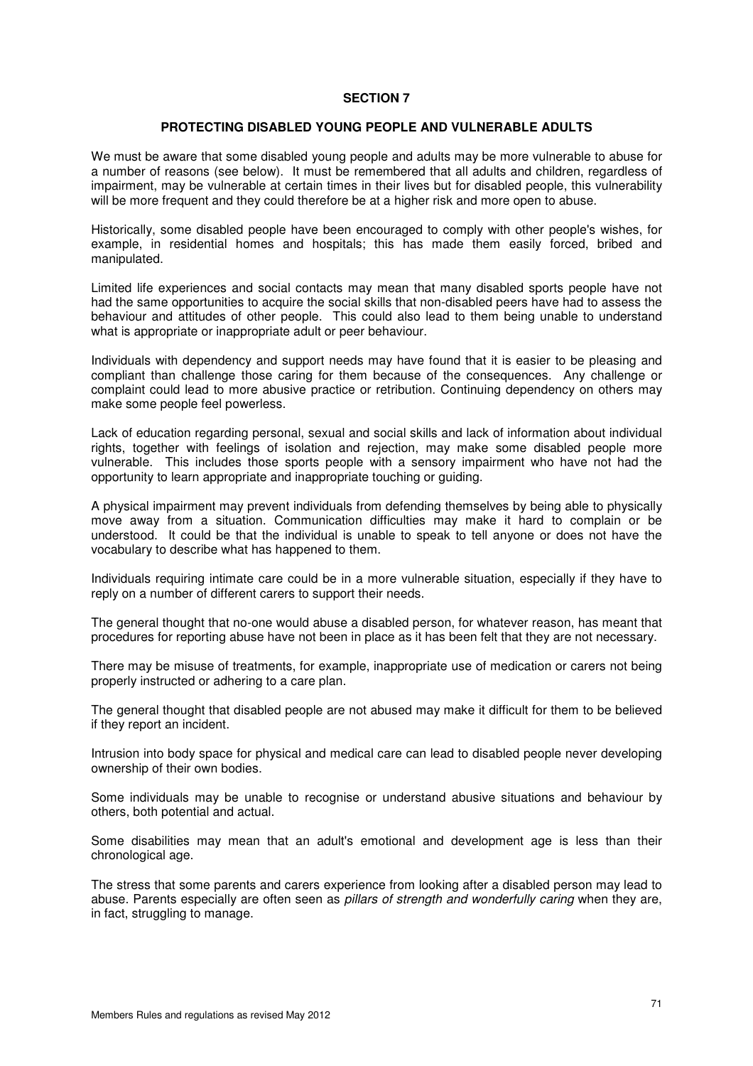## SECTION 7

## PROTECTING DISABLED YOUNG PEOPLE AND VULNERABLE ADULTS

We must be aware that some disabled young people and adults may be more vulnerable to abuse for a number of reasons (see below). It must be remembered that all adults and children, regardless of impairment, may be vulnerable at certain times in their lives but for disabled people, this vulnerability will be more frequent and they could therefore be at a higher risk and more open to abuse.

Historically, some disabled people have been encouraged to comply with other people's wishes, for example, in residential homes and hospitals; this has made them easily forced, bribed and manipulated.

Limited life experiences and social contacts may mean that many disabled sports people have not had the same opportunities to acquire the social skills that non-disabled peers have had to assess the behaviour and attitudes of other people. This could also lead to them being unable to understand what is appropriate or inappropriate adult or peer behaviour.

Individuals with dependency and support needs may have found that it is easier to be pleasing and compliant than challenge those caring for them because of the consequences. Any challenge or complaint could lead to more abusive practice or retribution. Continuing dependency on others may make some people feel powerless.

Lack of education regarding personal, sexual and social skills and lack of information about individual rights, together with feelings of isolation and rejection, may make some disabled people more vulnerable. This includes those sports people with a sensory impairment who have not had the opportunity to learn appropriate and inappropriate touching or guiding.

A physical impairment may prevent individuals from defending themselves by being able to physically move away from a situation. Communication difficulties may make it hard to complain or be understood. It could be that the individual is unable to speak to tell anyone or does not have the vocabulary to describe what has happened to them.

Individuals requiring intimate care could be in a more vulnerable situation, especially if they have to reply on a number of different carers to support their needs.

The general thought that no-one would abuse a disabled person, for whatever reason, has meant that procedures for reporting abuse have not been in place as it has been felt that they are not necessary.

There may be misuse of treatments, for example, inappropriate use of medication or carers not being properly instructed or adhering to a care plan.

The general thought that disabled people are not abused may make it difficult for them to be believed if they report an incident.

Intrusion into body space for physical and medical care can lead to disabled people never developing ownership of their own bodies.

Some individuals may be unable to recognise or understand abusive situations and behaviour by others, both potential and actual.

Some disabilities may mean that an adult's emotional and development age is less than their chronological age.

The stress that some parents and carers experience from looking after a disabled person may lead to abuse. Parents especially are often seen as *pillars of strength and wonderfully caring* when they are, in fact, struggling to manage.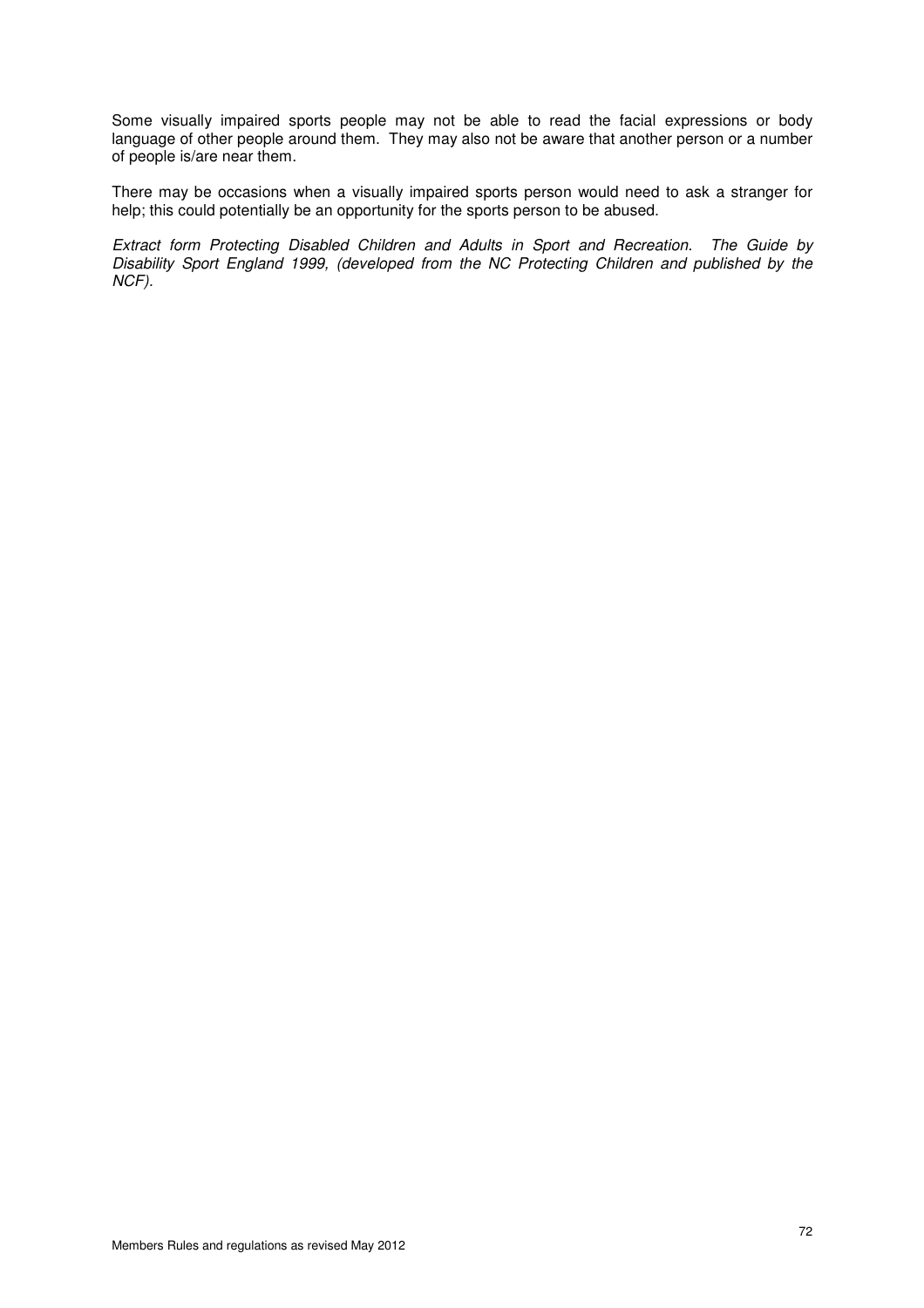Some visually impaired sports people may not be able to read the facial expressions or body language of other people around them. They may also not be aware that another person or a number of people is/are near them.

There may be occasions when a visually impaired sports person would need to ask a stranger for help; this could potentially be an opportunity for the sports person to be abused.

*Extract form Protecting Disabled Children and Adults in Sport and Recreation. The Guide by Disability Sport England 1999, (developed from the NC Protecting Children and published by the NCF).*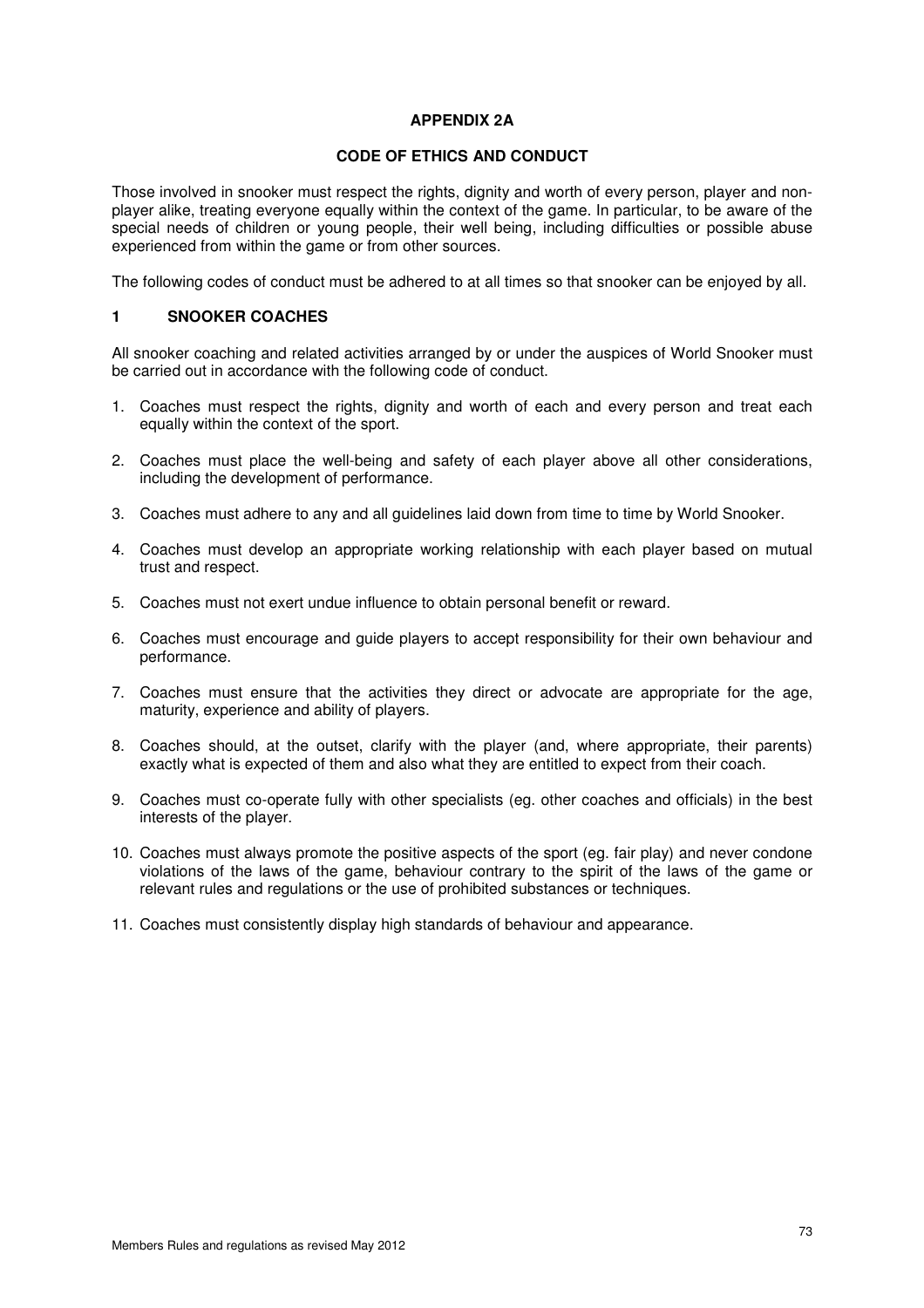# APPENDIX 2A

## CODE OF ETHICS AND CONDUCT

Those involved in snooker must respect the rights, dignity and worth of every person, player and non-player alike, treating everyone equally within the context of the game. In particular, to be aware of the special needs of children or young people, their well being, including difficulties or possible abuse experienced from within the game or from other sources.

The following codes of conduct must be adhered to at all times so that snooker can be enjoyed by all.

### 1 SNOOKER COACHES

All snooker coaching and related activities arranged by or under the auspices of World Snooker must be carried out in accordance with the following code of conduct.

1. Coaches must respect the rights, dignity and worth of each and every person and treat each equally within the context of the sport.
2. Coaches must place the well-being and safety of each player above all other considerations, including the development of performance.
3. Coaches must adhere to any and all guidelines laid down from time to time by World Snooker.
4. Coaches must develop an appropriate working relationship with each player based on mutual trust and respect.
5. Coaches must not exert undue influence to obtain personal benefit or reward.
6. Coaches must encourage and guide players to accept responsibility for their own behaviour and performance.
7. Coaches must ensure that the activities they direct or advocate are appropriate for the age, maturity, experience and ability of players.
8. Coaches should, at the outset, clarify with the player (and, where appropriate, their parents) exactly what is expected of them and also what they are entitled to expect from their coach.
9. Coaches must co-operate fully with other specialists (eg. other coaches and officials) in the best interests of the player.
10. Coaches must always promote the positive aspects of the sport (eg. fair play) and never condone violations of the laws of the game, behaviour contrary to the spirit of the laws of the game or relevant rules and regulations or the use of prohibited substances or techniques.
11. Coaches must consistently display high standards of behaviour and appearance.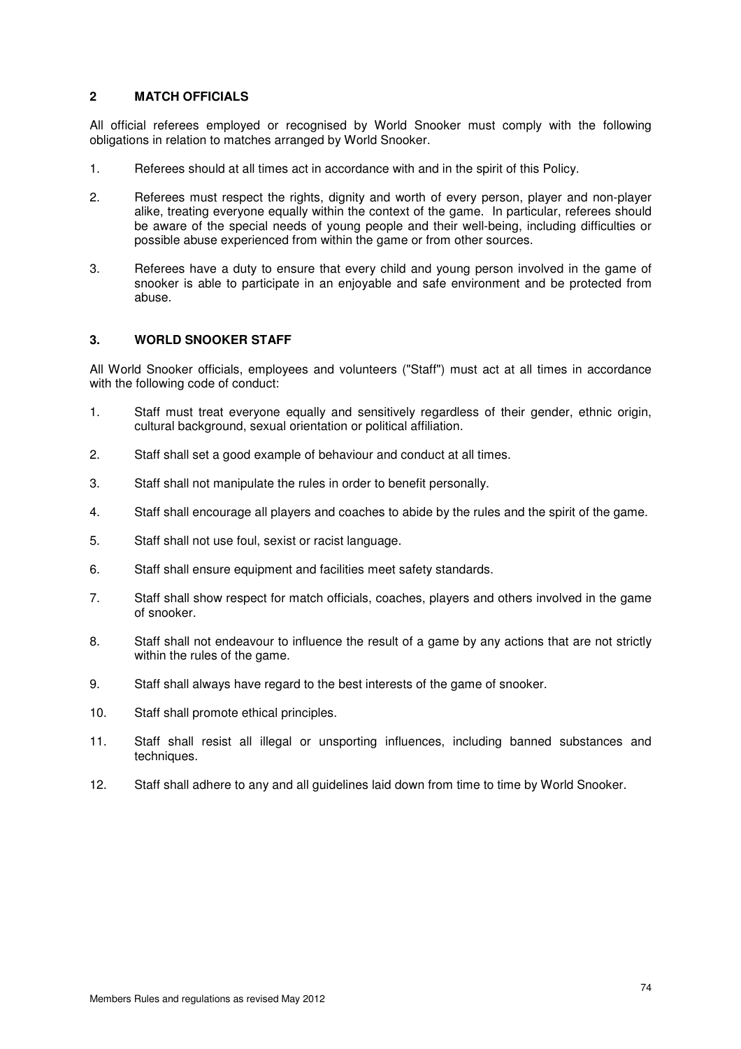## 2 MATCH OFFICIALS

All official referees employed or recognised by World Snooker must comply with the following obligations in relation to matches arranged by World Snooker.

1. Referees should at all times act in accordance with and in the spirit of this Policy.

2. Referees must respect the rights, dignity and worth of every person, player and non-player alike, treating everyone equally within the context of the game. In particular, referees should be aware of the special needs of young people and their well-being, including difficulties or possible abuse experienced from within the game or from other sources.

3. Referees have a duty to ensure that every child and young person involved in the game of snooker is able to participate in an enjoyable and safe environment and be protected from abuse.

## 3. WORLD SNOOKER STAFF

All World Snooker officials, employees and volunteers ("Staff") must act at all times in accordance with the following code of conduct:

1. Staff must treat everyone equally and sensitively regardless of their gender, ethnic origin, cultural background, sexual orientation or political affiliation.

2. Staff shall set a good example of behaviour and conduct at all times.

3. Staff shall not manipulate the rules in order to benefit personally.

4. Staff shall encourage all players and coaches to abide by the rules and the spirit of the game.

5. Staff shall not use foul, sexist or racist language.

6. Staff shall ensure equipment and facilities meet safety standards.

7. Staff shall show respect for match officials, coaches, players and others involved in the game of snooker.

8. Staff shall not endeavour to influence the result of a game by any actions that are not strictly within the rules of the game.

9. Staff shall always have regard to the best interests of the game of snooker.

10. Staff shall promote ethical principles.

11. Staff shall resist all illegal or unsporting influences, including banned substances and techniques.

12. Staff shall adhere to any and all guidelines laid down from time to time by World Snooker.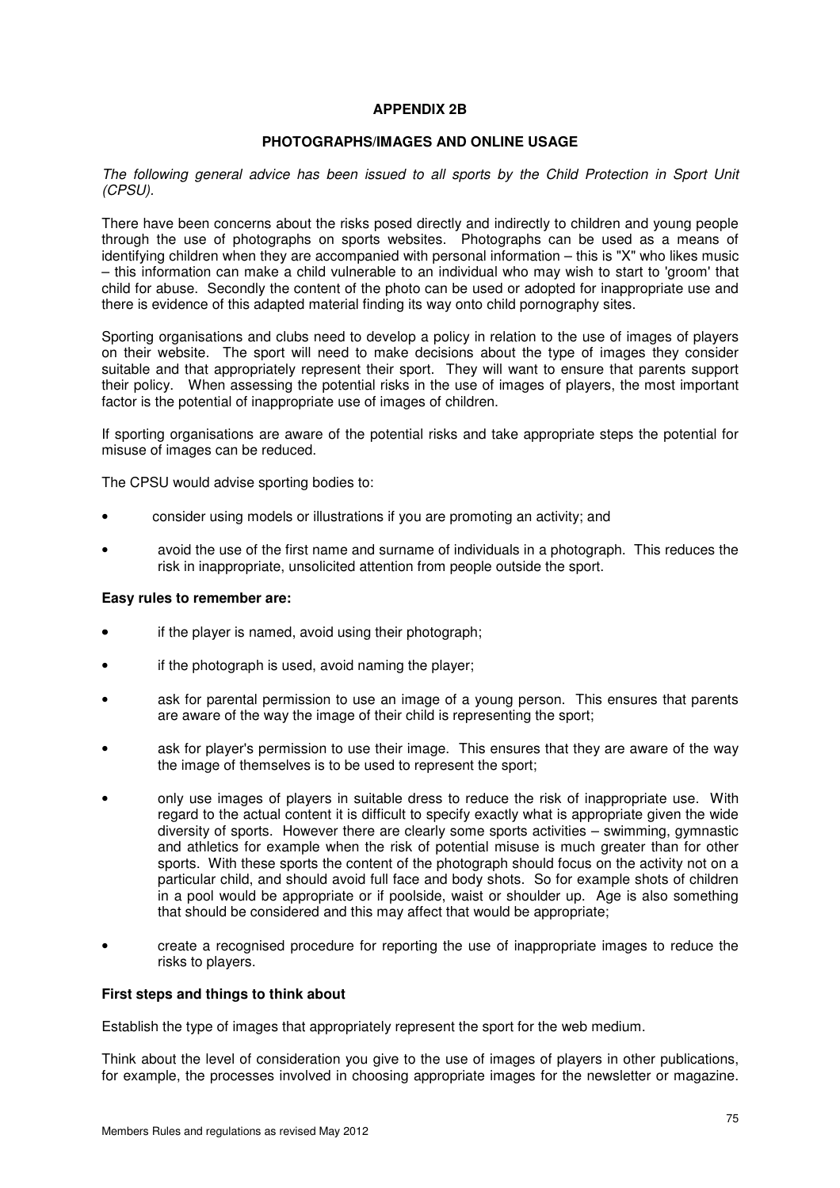**APPENDIX 2B**

**PHOTOGRAPHS/IMAGES AND ONLINE USAGE**

*The following general advice has been issued to all sports by the Child Protection in Sport Unit (CPSU).*

There have been concerns about the risks posed directly and indirectly to children and young people through the use of photographs on sports websites. Photographs can be used as a means of identifying children when they are accompanied with personal information – this is "X" who likes music – this information can make a child vulnerable to an individual who may wish to start to 'groom' that child for abuse. Secondly the content of the photo can be used or adopted for inappropriate use and there is evidence of this adapted material finding its way onto child pornography sites.

Sporting organisations and clubs need to develop a policy in relation to the use of images of players on their website. The sport will need to make decisions about the type of images they consider suitable and that appropriately represent their sport. They will want to ensure that parents support their policy. When assessing the potential risks in the use of images of players, the most important factor is the potential of inappropriate use of images of children.

If sporting organisations are aware of the potential risks and take appropriate steps the potential for misuse of images can be reduced.

The CPSU would advise sporting bodies to:

- consider using models or illustrations if you are promoting an activity; and
- avoid the use of the first name and surname of individuals in a photograph. This reduces the risk in inappropriate, unsolicited attention from people outside the sport.

**Easy rules to remember are:**

- if the player is named, avoid using their photograph;
- if the photograph is used, avoid naming the player;
- ask for parental permission to use an image of a young person. This ensures that parents are aware of the way the image of their child is representing the sport;
- ask for player's permission to use their image. This ensures that they are aware of the way the image of themselves is to be used to represent the sport;
- only use images of players in suitable dress to reduce the risk of inappropriate use. With regard to the actual content it is difficult to specify exactly what is appropriate given the wide diversity of sports. However there are clearly some sports activities – swimming, gymnastic and athletics for example when the risk of potential misuse is much greater than for other sports. With these sports the content of the photograph should focus on the activity not on a particular child, and should avoid full face and body shots. So for example shots of children in a pool would be appropriate or if poolside, waist or shoulder up. Age is also something that should be considered and this may affect that would be appropriate;
- create a recognised procedure for reporting the use of inappropriate images to reduce the risks to players.

**First steps and things to think about**

Establish the type of images that appropriately represent the sport for the web medium.

Think about the level of consideration you give to the use of images of players in other publications, for example, the processes involved in choosing appropriate images for the newsletter or magazine.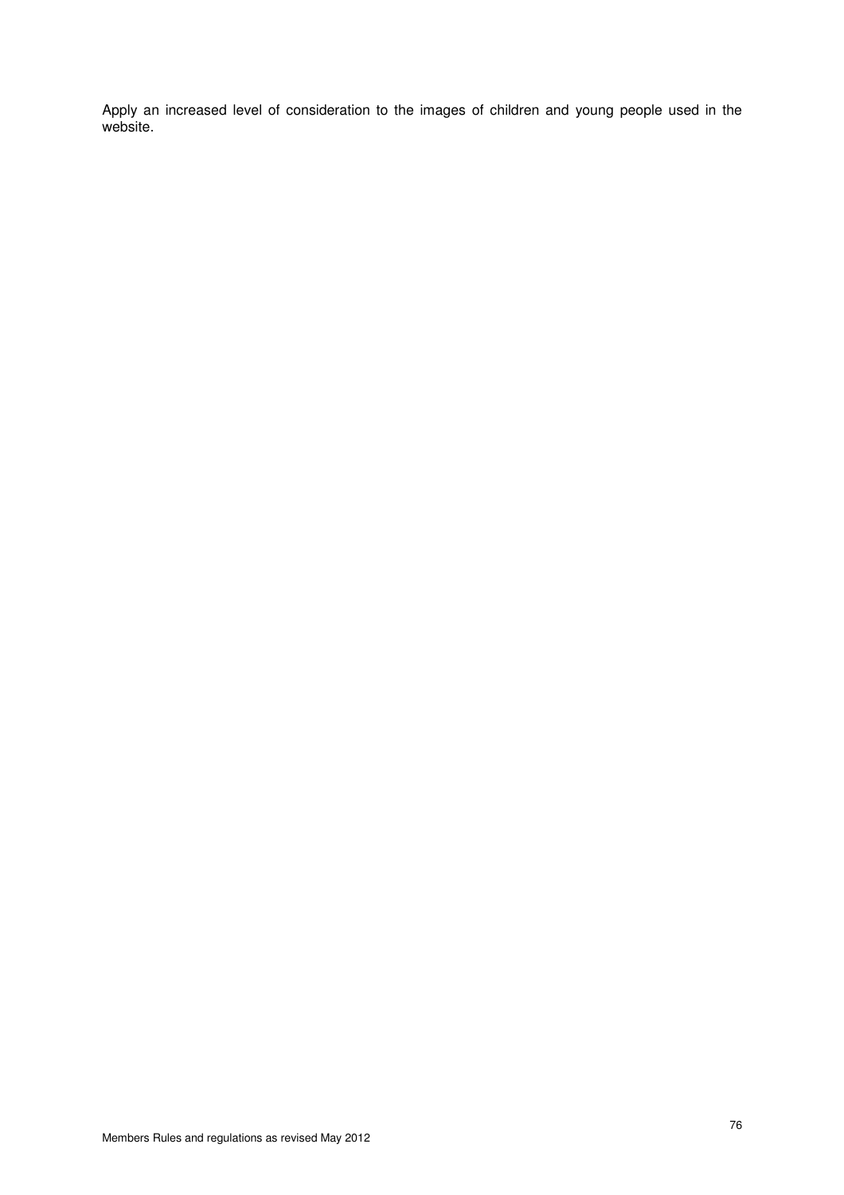Apply an increased level of consideration to the images of children and young people used in the website.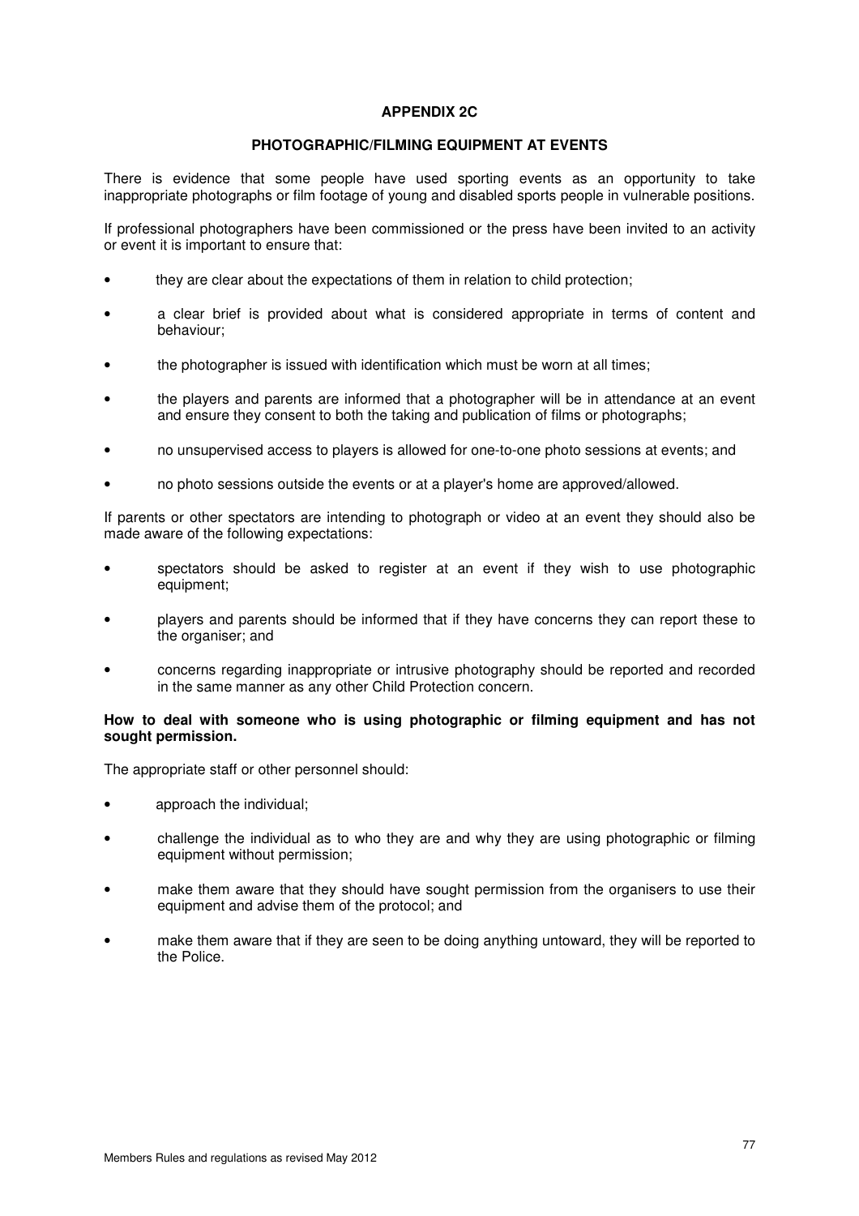# APPENDIX 2C

## PHOTOGRAPHIC/FILMING EQUIPMENT AT EVENTS

There is evidence that some people have used sporting events as an opportunity to take inappropriate photographs or film footage of young and disabled sports people in vulnerable positions.

If professional photographers have been commissioned or the press have been invited to an activity or event it is important to ensure that:

- they are clear about the expectations of them in relation to child protection;
- a clear brief is provided about what is considered appropriate in terms of content and behaviour;
- the photographer is issued with identification which must be worn at all times;
- the players and parents are informed that a photographer will be in attendance at an event and ensure they consent to both the taking and publication of films or photographs;
- no unsupervised access to players is allowed for one-to-one photo sessions at events; and
- no photo sessions outside the events or at a player's home are approved/allowed.

If parents or other spectators are intending to photograph or video at an event they should also be made aware of the following expectations:

- spectators should be asked to register at an event if they wish to use photographic equipment;
- players and parents should be informed that if they have concerns they can report these to the organiser; and
- concerns regarding inappropriate or intrusive photography should be reported and recorded in the same manner as any other Child Protection concern.

**How to deal with someone who is using photographic or filming equipment and has not sought permission.**

The appropriate staff or other personnel should:

- approach the individual;
- challenge the individual as to who they are and why they are using photographic or filming equipment without permission;
- make them aware that they should have sought permission from the organisers to use their equipment and advise them of the protocol; and
- make them aware that if they are seen to be doing anything untoward, they will be reported to the Police.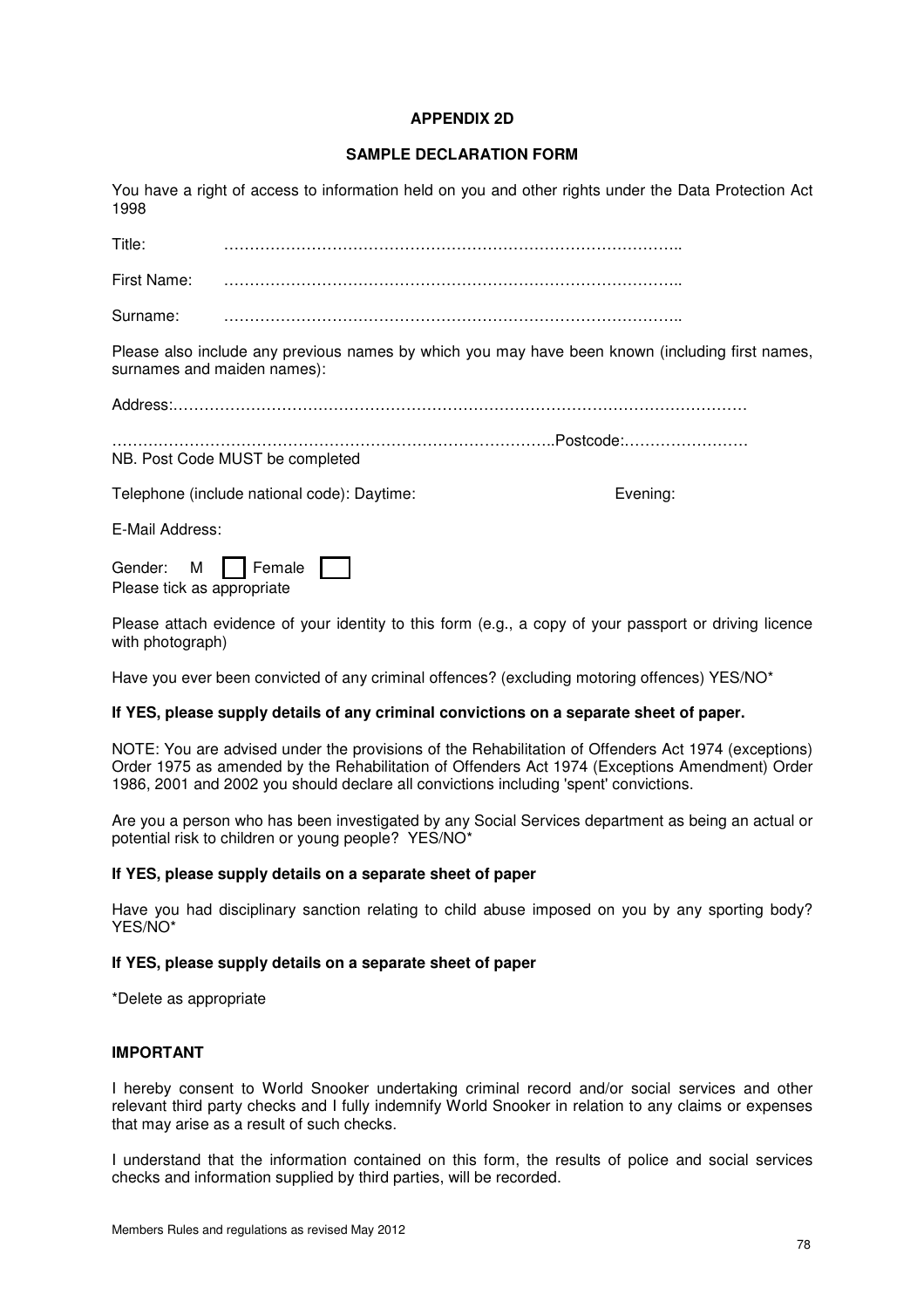## APPENDIX 2D

## SAMPLE DECLARATION FORM

You have a right of access to information held on you and other rights under the Data Protection Act 1998

Title: …………………………………………………………………………..

First Name: …………………………………………………………………………..

Surname: …………………………………………………………………………..

Please also include any previous names by which you may have been known (including first names, surnames and maiden names):

Address:…………………………………………………………………………………………………

………………………………………………………………………..Postcode:……………………

NB. Post Code MUST be completed

Telephone (include national code): Daytime: Evening:

E-Mail Address:

Gender: M ☐ Female ☐

Please tick as appropriate

Please attach evidence of your identity to this form (e.g., a copy of your passport or driving licence with photograph)

Have you ever been convicted of any criminal offences? (excluding motoring offences) YES/NO*

**If YES, please supply details of any criminal convictions on a separate sheet of paper.**

NOTE: You are advised under the provisions of the Rehabilitation of Offenders Act 1974 (exceptions) Order 1975 as amended by the Rehabilitation of Offenders Act 1974 (Exceptions Amendment) Order 1986, 2001 and 2002 you should declare all convictions including 'spent' convictions.

Are you a person who has been investigated by any Social Services department as being an actual or potential risk to children or young people? YES/NO*

**If YES, please supply details on a separate sheet of paper**

Have you had disciplinary sanction relating to child abuse imposed on you by any sporting body? YES/NO*

**If YES, please supply details on a separate sheet of paper**

*Delete as appropriate

**IMPORTANT**

I hereby consent to World Snooker undertaking criminal record and/or social services and other relevant third party checks and I fully indemnify World Snooker in relation to any claims or expenses that may arise as a result of such checks.

I understand that the information contained on this form, the results of police and social services checks and information supplied by third parties, will be recorded.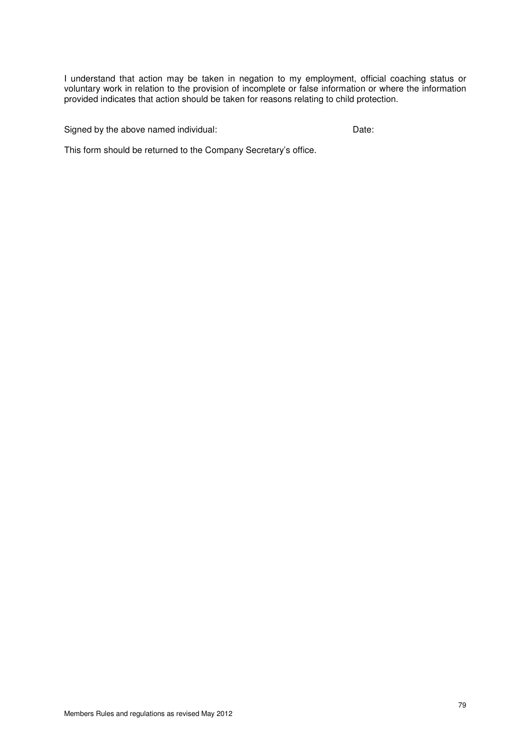I understand that action may be taken in negation to my employment, official coaching status or voluntary work in relation to the provision of incomplete or false information or where the information provided indicates that action should be taken for reasons relating to child protection.

Signed by the above named individual: Date:

This form should be returned to the Company Secretary's office.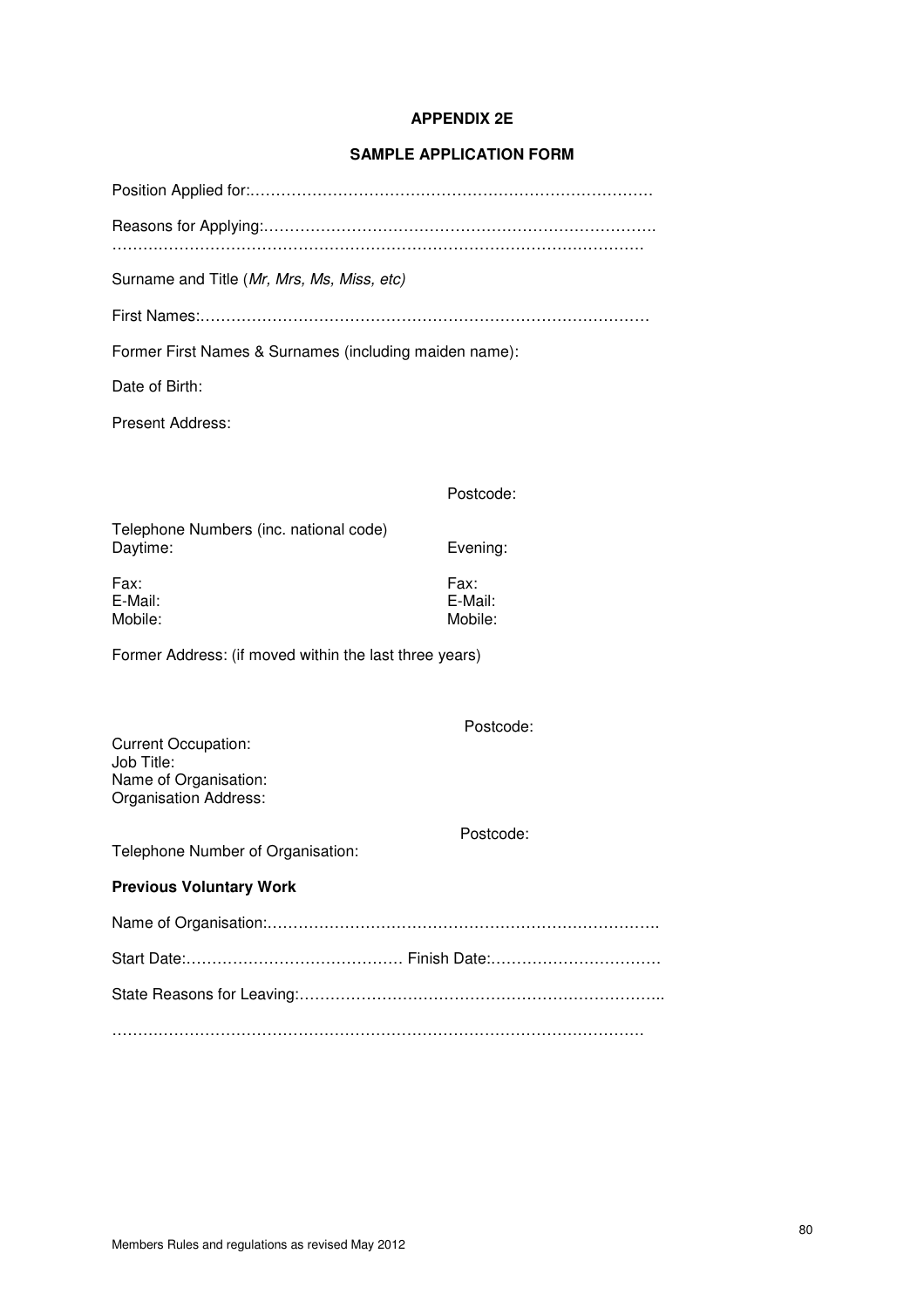## APPENDIX 2E

## SAMPLE APPLICATION FORM

Position Applied for:……………………………………………………………………

Reasons for Applying:………………………………………………………………….
…………………………………………………………………………………………….

Surname and Title (*Mr, Mrs, Ms, Miss, etc)*

First Names:……………………………………………………………………………

Former First Names & Surnames (including maiden name):

Date of Birth:

Present Address:

Postcode:

Telephone Numbers (inc. national code)

Daytime:

Fax:
E-Mail:
Mobile:

Evening:

Fax:
E-Mail:
Mobile:

Former Address: (if moved within the last three years)

Postcode:

Current Occupation:
Job Title:
Name of Organisation:
Organisation Address:

Postcode:

Telephone Number of Organisation:

**Previous Voluntary Work**

Name of Organisation:………………………………………………………………….

Start Date:…………………………………… Finish Date:……………………………

State Reasons for Leaving:……………………………………………………………..

…………………………………………………………………………………………….

Members Rules and regulations as revised May 2012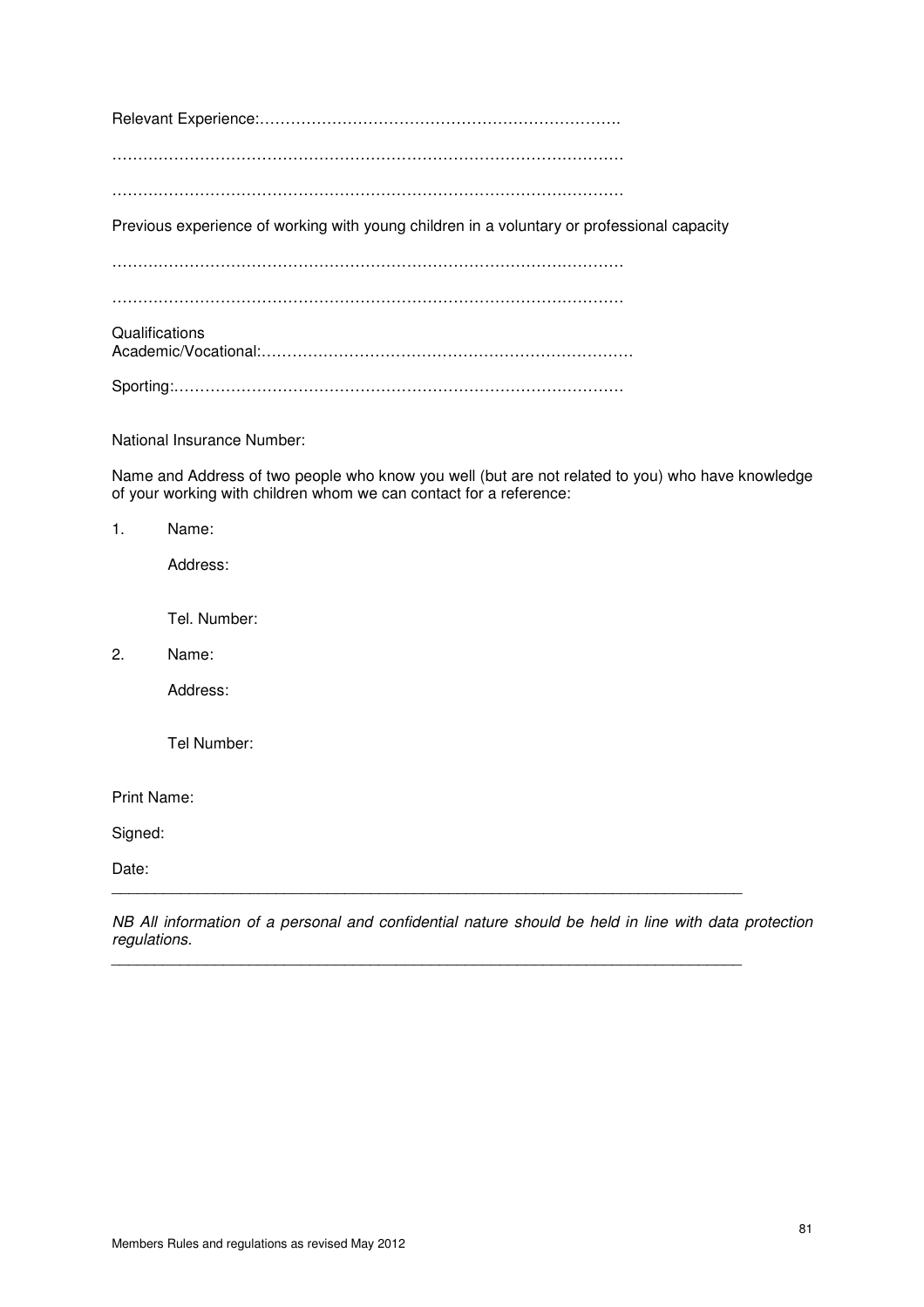Relevant Experience:…………………………………………………………….

………………………………………………………………………………………

………………………………………………………………………………………

Previous experience of working with young children in a voluntary or professional capacity

………………………………………………………………………………………

………………………………………………………………………………………

Qualifications
Academic/Vocational:………………………………………………………………

Sporting:……………………………………………………………………………

National Insurance Number:

Name and Address of two people who know you well (but are not related to you) who have knowledge of your working with children whom we can contact for a reference:

1. Name:

   Address:

   Tel. Number:

2. Name:

   Address:

   Tel Number:

Print Name:

Signed:

Date:

---

*NB All information of a personal and confidential nature should be held in line with data protection regulations.*

---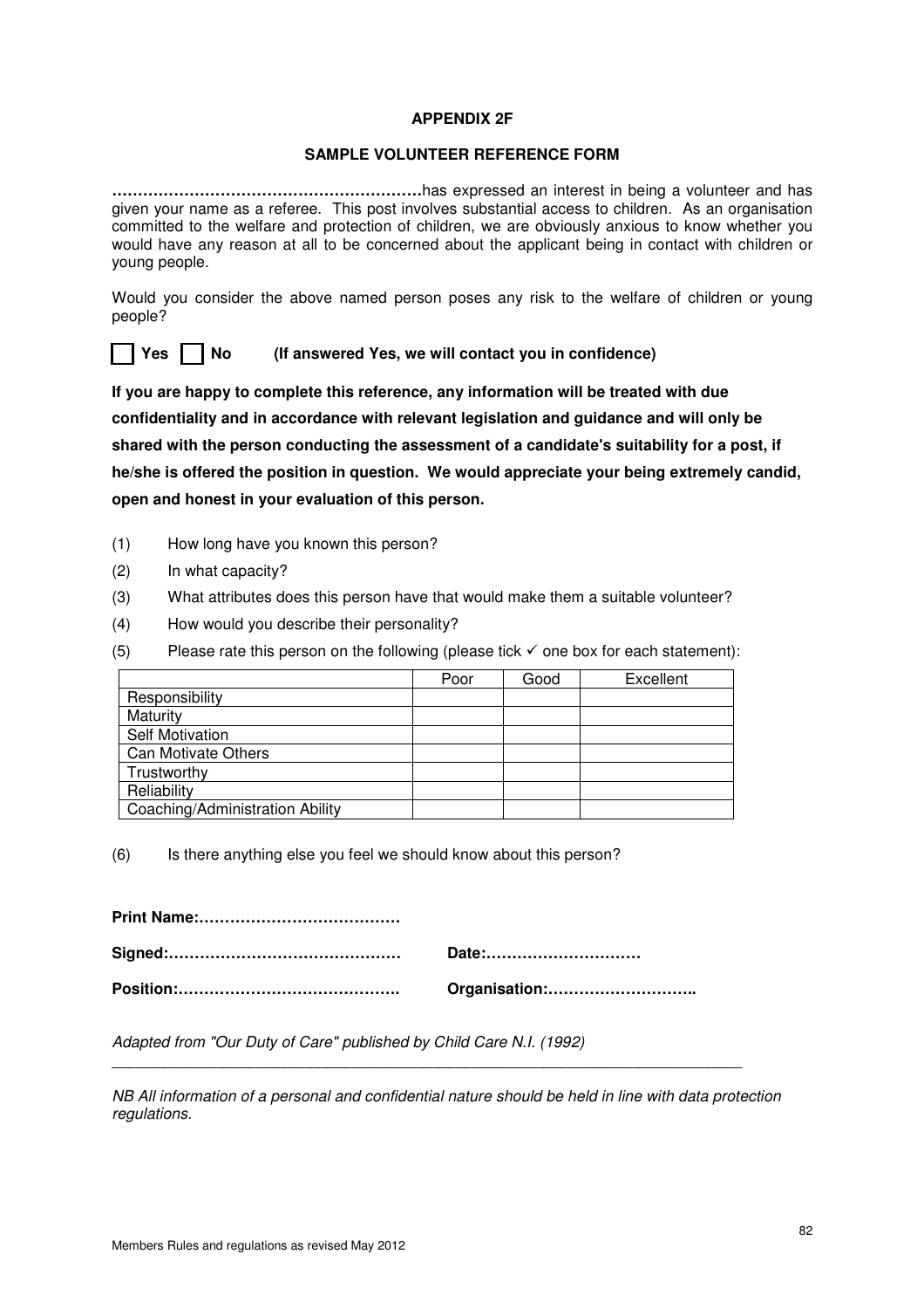**APPENDIX 2F**

**SAMPLE VOLUNTEER REFERENCE FORM**

**……………………………………………………**has expressed an interest in being a volunteer and has given your name as a referee. This post involves substantial access to children. As an organisation committed to the welfare and protection of children, we are obviously anxious to know whether you would have any reason at all to be concerned about the applicant being in contact with children or young people.

Would you consider the above named person poses any risk to the welfare of children or young people?

☐ **Yes** ☐ **No** **(If answered Yes, we will contact you in confidence)**

**If you are happy to complete this reference, any information will be treated with due confidentiality and in accordance with relevant legislation and guidance and will only be shared with the person conducting the assessment of a candidate's suitability for a post, if he/she is offered the position in question. We would appreciate your being extremely candid, open and honest in your evaluation of this person.**

(1) How long have you known this person?

(2) In what capacity?

(3) What attributes does this person have that would make them a suitable volunteer?

(4) How would you describe their personality?

(5) Please rate this person on the following (please tick ✓ one box for each statement):

| | Poor | Good | Excellent |
|---|---|---|---|
| Responsibility | | | |
| Maturity | | | |
| Self Motivation | | | |
| Can Motivate Others | | | |
| Trustworthy | | | |
| Reliability | | | |
| Coaching/Administration Ability | | | |

(6) Is there anything else you feel we should know about this person?

**Print Name:…………………………………**

**Signed:………………………………………** **Date:…………………………**

**Position:…………………………………….** **Organisation:………………………..**

*Adapted from "Our Duty of Care" published by Child Care N.I. (1992)*

---

*NB All information of a personal and confidential nature should be held in line with data protection regulations.*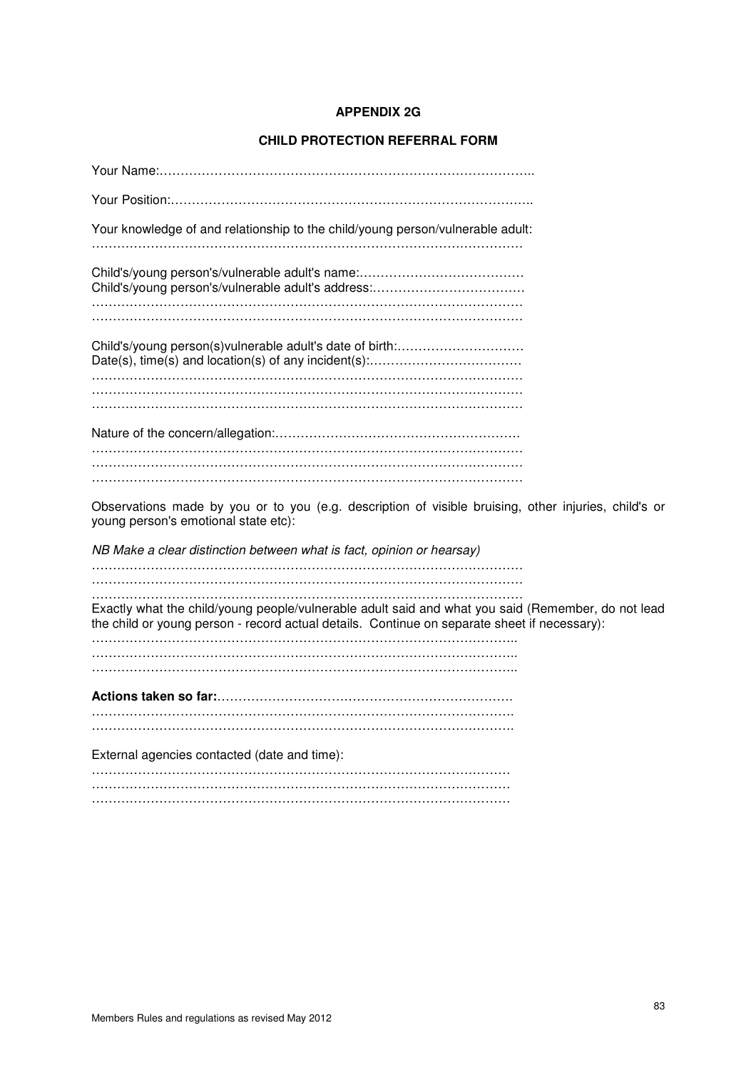## APPENDIX 2G

## CHILD PROTECTION REFERRAL FORM

Your Name:……………………………………………………………………………..

Your Position:…………………………………………………………………………..

Your knowledge of and relationship to the child/young person/vulnerable adult:
…………………………………………………………………………………………

Child's/young person's/vulnerable adult's name:…………………………………
Child's/young person's/vulnerable adult's address:………………………………
…………………………………………………………………………………………
…………………………………………………………………………………………

Child's/young person(s)vulnerable adult's date of birth:…………………………
Date(s), time(s) and location(s) of any incident(s):………………………………
…………………………………………………………………………………………
…………………………………………………………………………………………
…………………………………………………………………………………………

Nature of the concern/allegation:…………………………………………………
…………………………………………………………………………………………
…………………………………………………………………………………………
…………………………………………………………………………………………

Observations made by you or to you (e.g. description of visible bruising, other injuries, child's or young person's emotional state etc):

*NB Make a clear distinction between what is fact, opinion or hearsay)*
…………………………………………………………………………………………
…………………………………………………………………………………………
…………………………………………………………………………………………

Exactly what the child/young people/vulnerable adult said and what you said (Remember, do not lead the child or young person - record actual details. Continue on separate sheet if necessary):
…………………………………………………………………………………………
…………………………………………………………………………………………
…………………………………………………………………………………………

**Actions taken so far:**…………………………………………………………………
…………………………………………………………………………………………
…………………………………………………………………………………………

External agencies contacted (date and time):
…………………………………………………………………………………………
…………………………………………………………………………………………
…………………………………………………………………………………………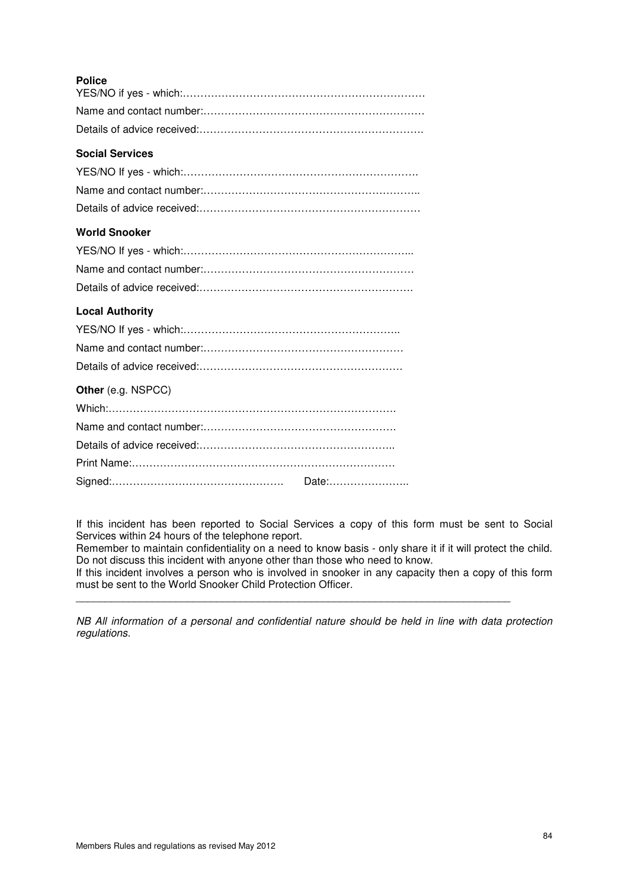**Police**

YES/NO if yes - which:…………………………………………………………

Name and contact number:……………………………………………………

Details of advice received:……………………………………………………

**Social Services**

YES/NO If yes - which:………………………………………………………

Name and contact number:……………………………………………………..

Details of advice received:……………………………………………………

**World Snooker**

YES/NO If yes - which:……………………………………………………...

Name and contact number:…………………………………………………

Details of advice received:…………………………………………………

**Local Authority**

YES/NO If yes - which:…………………………………………………..

Name and contact number:………………………………………………

Details of advice received:………………………………………………

**Other** (e.g. NSPCC)

Which:…………………………………………………………………….

Name and contact number:……………………………………………….

Details of advice received:………………………………………………..

Print Name:………………………………………………………………

Signed:…………………………………………. Date:…………………..

If this incident has been reported to Social Services a copy of this form must be sent to Social Services within 24 hours of the telephone report.
Remember to maintain confidentiality on a need to know basis - only share it if it will protect the child. Do not discuss this incident with anyone other than those who need to know.
If this incident involves a person who is involved in snooker in any capacity then a copy of this form must be sent to the World Snooker Child Protection Officer.

---

*NB All information of a personal and confidential nature should be held in line with data protection regulations.*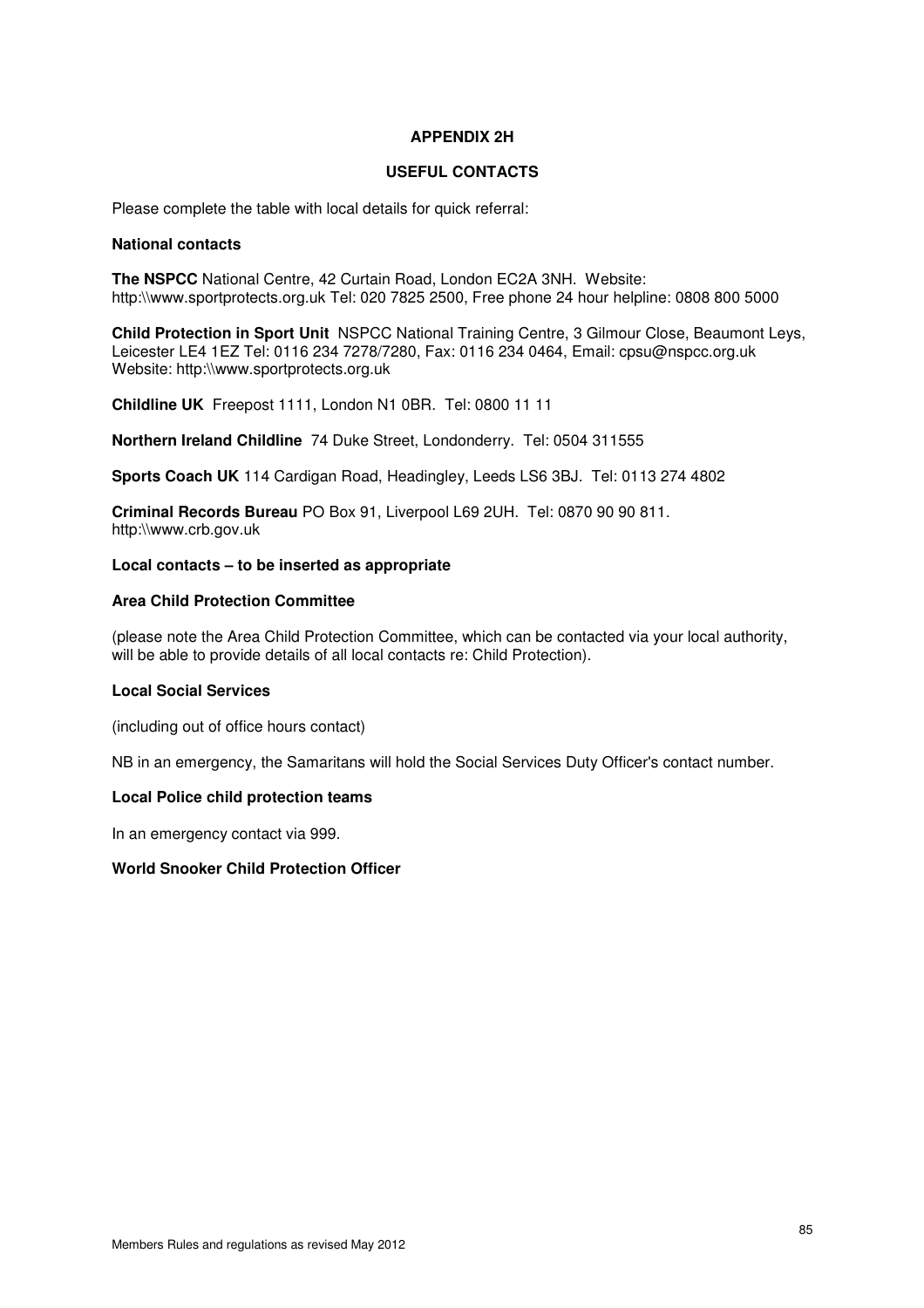## APPENDIX 2H

## USEFUL CONTACTS

Please complete the table with local details for quick referral:

**National contacts**

**The NSPCC** National Centre, 42 Curtain Road, London EC2A 3NH. Website: http:\\www.sportprotects.org.uk Tel: 020 7825 2500, Free phone 24 hour helpline: 0808 800 5000

**Child Protection in Sport Unit** NSPCC National Training Centre, 3 Gilmour Close, Beaumont Leys, Leicester LE4 1EZ Tel: 0116 234 7278/7280, Fax: 0116 234 0464, Email: cpsu@nspcc.org.uk Website: http:\\www.sportprotects.org.uk

**Childline UK** Freepost 1111, London N1 0BR. Tel: 0800 11 11

**Northern Ireland Childline** 74 Duke Street, Londonderry. Tel: 0504 311555

**Sports Coach UK** 114 Cardigan Road, Headingley, Leeds LS6 3BJ. Tel: 0113 274 4802

**Criminal Records Bureau** PO Box 91, Liverpool L69 2UH. Tel: 0870 90 90 811. http:\\www.crb.gov.uk

**Local contacts – to be inserted as appropriate**

**Area Child Protection Committee**

(please note the Area Child Protection Committee, which can be contacted via your local authority, will be able to provide details of all local contacts re: Child Protection).

**Local Social Services**

(including out of office hours contact)

NB in an emergency, the Samaritans will hold the Social Services Duty Officer's contact number.

**Local Police child protection teams**

In an emergency contact via 999.

**World Snooker Child Protection Officer**